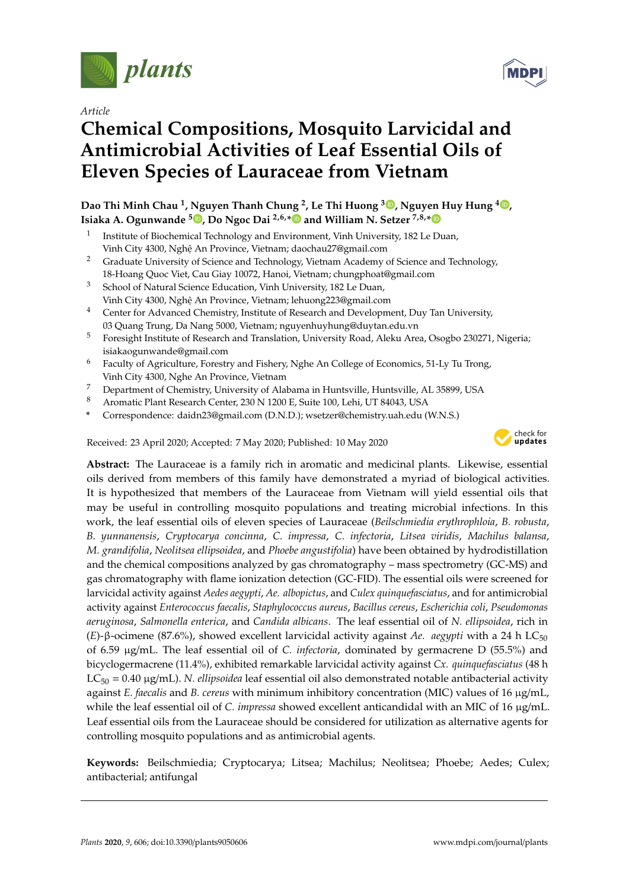*Article*

# Chemical Compositions, Mosquito Larvicidal and Antimicrobial Activities of Leaf Essential Oils of Eleven Species of Lauraceae from Vietnam

**Dao Thi Minh Chau [1], Nguyen Thanh Chung [2], Le Thi Huong [3], Nguyen Huy Hung [4], Isiaka A. Ogunwande [5], Do Ngoc Dai [2,6,*] and William N. Setzer [7,8,*]**

1. Institute of Biochemical Technology and Environment, Vinh University, 182 Le Duan, Vinh City 4300, Nghệ An Province, Vietnam; daochau27@gmail.com
2. Graduate University of Science and Technology, Vietnam Academy of Science and Technology, 18-Hoang Quoc Viet, Cau Giay 10072, Hanoi, Vietnam; chungphoat@gmail.com
3. School of Natural Science Education, Vinh University, 182 Le Duan, Vinh City 4300, Nghệ An Province, Vietnam; lehuong223@gmail.com
4. Center for Advanced Chemistry, Institute of Research and Development, Duy Tan University, 03 Quang Trung, Da Nang 5000, Vietnam; nguyenhuyhung@duytan.edu.vn
5. Foresight Institute of Research and Translation, University Road, Aleku Area, Osogbo 230271, Nigeria; isiakaogunwande@gmail.com
6. Faculty of Agriculture, Forestry and Fishery, Nghe An College of Economics, 51-Ly Tu Trong, Vinh City 4300, Nghe An Province, Vietnam
7. Department of Chemistry, University of Alabama in Huntsville, Huntsville, AL 35899, USA
8. Aromatic Plant Research Center, 230 N 1200 E, Suite 100, Lehi, UT 84043, USA

\* Correspondence: daidn23@gmail.com (D.N.D.); wsetzer@chemistry.uah.edu (W.N.S.)

Received: 23 April 2020; Accepted: 7 May 2020; Published: 10 May 2020

**Abstract:** The Lauraceae is a family rich in aromatic and medicinal plants. Likewise, essential oils derived from members of this family have demonstrated a myriad of biological activities. It is hypothesized that members of the Lauraceae from Vietnam will yield essential oils that may be useful in controlling mosquito populations and treating microbial infections. In this work, the leaf essential oils of eleven species of Lauraceae (*Beilschmiedia erythrophloia*, *B. robusta*, *B. yunnanensis*, *Cryptocarya concinna*, *C. impressa*, *C. infectoria*, *Litsea viridis*, *Machilus balansa*, *M. grandifolia*, *Neolitsea ellipsoidea*, and *Phoebe angustifolia*) have been obtained by hydrodistillation and the chemical compositions analyzed by gas chromatography – mass spectrometry (GC-MS) and gas chromatography with flame ionization detection (GC-FID). The essential oils were screened for larvicidal activity against *Aedes aegypti*, *Ae. albopictus*, and *Culex quinquefasciatus*, and for antimicrobial activity against *Enterococcus faecalis*, *Staphylococcus aureus*, *Bacillus cereus*, *Escherichia coli*, *Pseudomonas aeruginosa*, *Salmonella enterica*, and *Candida albicans*. The leaf essential oil of *N. ellipsoidea*, rich in (*E*)-β-ocimene (87.6%), showed excellent larvicidal activity against *Ae. aegypti* with a 24 h $LC_{50}$ of 6.59 μg/mL. The leaf essential oil of *C. infectoria*, dominated by germacrene D (55.5%) and bicyclogermacrene (11.4%), exhibited remarkable larvicidal activity against *Cx. quinquefasciatus* (48 h $LC_{50}$ = 0.40 μg/mL). *N. ellipsoidea* leaf essential oil also demonstrated notable antibacterial activity against *E. faecalis* and *B. cereus* with minimum inhibitory concentration (MIC) values of 16 μg/mL, while the leaf essential oil of *C. impressa* showed excellent anticandidal with an MIC of 16 μg/mL. Leaf essential oils from the Lauraceae should be considered for utilization as alternative agents for controlling mosquito populations and as antimicrobial agents.

**Keywords:** Beilschmiedia; Cryptocarya; Litsea; Machilus; Neolitsea; Phoebe; Aedes; Culex; antibacterial; antifungal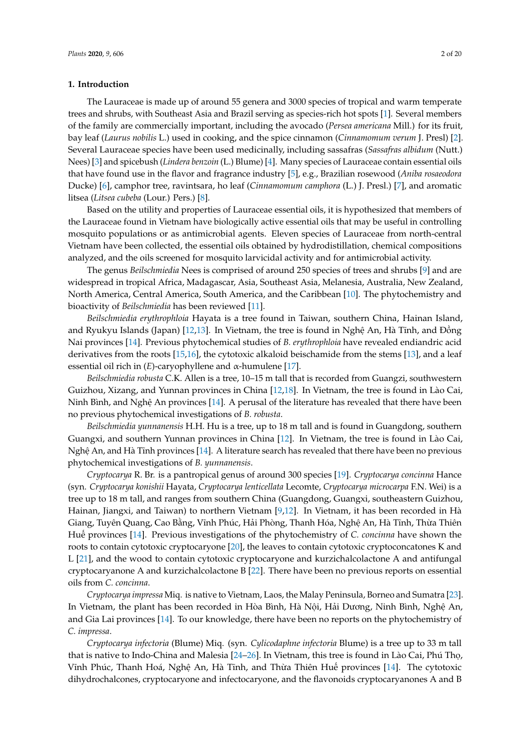## 1. Introduction

The Lauraceae is made up of around 55 genera and 3000 species of tropical and warm temperate trees and shrubs, with Southeast Asia and Brazil serving as species-rich hot spots [1]. Several members of the family are commercially important, including the avocado (*Persea americana* Mill.) for its fruit, bay leaf (*Laurus nobilis* L.) used in cooking, and the spice cinnamon (*Cinnamomum verum* J. Presl) [2]. Several Lauraceae species have been used medicinally, including sassafras (*Sassafras albidum* (Nutt.) Nees) [3] and spicebush (*Lindera benzoin* (L.) Blume) [4]. Many species of Lauraceae contain essential oils that have found use in the flavor and fragrance industry [5], e.g., Brazilian rosewood (*Aniba rosaeodora* Ducke) [6], camphor tree, ravintsara, ho leaf (*Cinnamomum camphora* (L.) J. Presl.) [7], and aromatic litsea (*Litsea cubeba* (Lour.) Pers.) [8].

Based on the utility and properties of Lauraceae essential oils, it is hypothesized that members of the Lauraceae found in Vietnam have biologically active essential oils that may be useful in controlling mosquito populations or as antimicrobial agents. Eleven species of Lauraceae from north-central Vietnam have been collected, the essential oils obtained by hydrodistillation, chemical compositions analyzed, and the oils screened for mosquito larvicidal activity and for antimicrobial activity.

The genus *Beilschmiedia* Nees is comprised of around 250 species of trees and shrubs [9] and are widespread in tropical Africa, Madagascar, Asia, Southeast Asia, Melanesia, Australia, New Zealand, North America, Central America, South America, and the Caribbean [10]. The phytochemistry and bioactivity of *Beilschmiedia* has been reviewed [11].

*Beilschmiedia erythrophloia* Hayata is a tree found in Taiwan, southern China, Hainan Island, and Ryukyu Islands (Japan) [12,13]. In Vietnam, the tree is found in Nghệ An, Hà Tĩnh, and Đồng Nai provinces [14]. Previous phytochemical studies of *B. erythrophloia* have revealed endiandric acid derivatives from the roots [15,16], the cytotoxic alkaloid beischamide from the stems [13], and a leaf essential oil rich in (*E*)-caryophyllene and α-humulene [17].

*Beilschmiedia robusta* C.K. Allen is a tree, 10–15 m tall that is recorded from Guangzi, southwestern Guizhou, Xizang, and Yunnan provinces in China [12,18]. In Vietnam, the tree is found in Lào Cai, Ninh Bình, and Nghệ An provinces [14]. A perusal of the literature has revealed that there have been no previous phytochemical investigations of *B. robusta*.

*Beilschmiedia yunnanensis* H.H. Hu is a tree, up to 18 m tall and is found in Guangdong, southern Guangxi, and southern Yunnan provinces in China [12]. In Vietnam, the tree is found in Lào Cai, Nghệ An, and Hà Tĩnh provinces [14]. A literature search has revealed that there have been no previous phytochemical investigations of *B. yunnanensis*.

*Cryptocarya* R. Br. is a pantropical genus of around 300 species [19]. *Cryptocarya concinna* Hance (syn. *Cryptocarya konishii* Hayata, *Cryptocarya lenticellata* Lecomte, *Cryptocarya microcarpa* F.N. Wei) is a tree up to 18 m tall, and ranges from southern China (Guangdong, Guangxi, southeastern Guizhou, Hainan, Jiangxi, and Taiwan) to northern Vietnam [9,12]. In Vietnam, it has been recorded in Hà Giang, Tuyên Quang, Cao Bằng, Vĩnh Phúc, Hải Phòng, Thanh Hóa, Nghệ An, Hà Tĩnh, Thừa Thiên Huế provinces [14]. Previous investigations of the phytochemistry of *C. concinna* have shown the roots to contain cytotoxic cryptocaryone [20], the leaves to contain cytotoxic cryptoconcatones K and L [21], and the wood to contain cytotoxic cryptocaryone and kurzichalcolactone A and antifungal cryptocaryanone A and kurzichalcolactone B [22]. There have been no previous reports on essential oils from *C. concinna*.

*Cryptocarya impressa* Miq. is native to Vietnam, Laos, the Malay Peninsula, Borneo and Sumatra [23]. In Vietnam, the plant has been recorded in Hòa Bình, Hà Nội, Hải Dương, Ninh Bình, Nghệ An, and Gia Lai provinces [14]. To our knowledge, there have been no reports on the phytochemistry of *C. impressa*.

*Cryptocarya infectoria* (Blume) Miq. (syn. *Cylicodaphne infectoria* Blume) is a tree up to 33 m tall that is native to Indo-China and Malesia [24–26]. In Vietnam, this tree is found in Lào Cai, Phú Thọ, Vĩnh Phúc, Thanh Hoá, Nghệ An, Hà Tĩnh, and Thừa Thiên Huế provinces [14]. The cytotoxic dihydrochalcones, cryptocaryone and infectocaryone, and the flavonoids cryptocaryanones A and B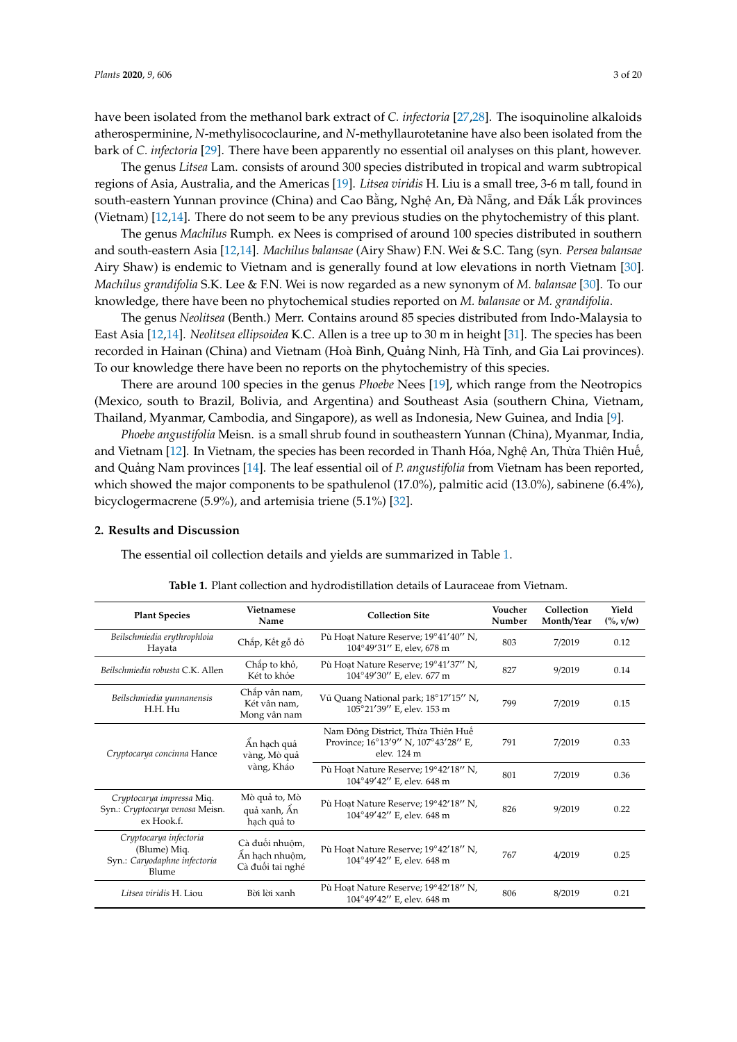have been isolated from the methanol bark extract of *C. infectoria* [27,28]. The isoquinoline alkaloids atherosperminine, *N*-methylisococlaurine, and *N*-methyllaurotetanine have also been isolated from the bark of *C. infectoria* [29]. There have been apparently no essential oil analyses on this plant, however.

The genus *Litsea* Lam. consists of around 300 species distributed in tropical and warm subtropical regions of Asia, Australia, and the Americas [19]. *Litsea viridis* H. Liu is a small tree, 3-6 m tall, found in south-eastern Yunnan province (China) and Cao Bằng, Nghệ An, Đà Nẵng, and Đắk Lắk provinces (Vietnam) [12,14]. There do not seem to be any previous studies on the phytochemistry of this plant.

The genus *Machilus* Rumph. ex Nees is comprised of around 100 species distributed in southern and south-eastern Asia [12,14]. *Machilus balansae* (Airy Shaw) F.N. Wei & S.C. Tang (syn. *Persea balansae* Airy Shaw) is endemic to Vietnam and is generally found at low elevations in north Vietnam [30]. *Machilus grandifolia* S.K. Lee & F.N. Wei is now regarded as a new synonym of *M. balansae* [30]. To our knowledge, there have been no phytochemical studies reported on *M. balansae* or *M. grandifolia*.

The genus *Neolitsea* (Benth.) Merr. Contains around 85 species distributed from Indo-Malaysia to East Asia [12,14]. *Neolitsea ellipsoidea* K.C. Allen is a tree up to 30 m in height [31]. The species has been recorded in Hainan (China) and Vietnam (Hoà Bình, Quảng Ninh, Hà Tĩnh, and Gia Lai provinces). To our knowledge there have been no reports on the phytochemistry of this species.

There are around 100 species in the genus *Phoebe* Nees [19], which range from the Neotropics (Mexico, south to Brazil, Bolivia, and Argentina) and Southeast Asia (southern China, Vietnam, Thailand, Myanmar, Cambodia, and Singapore), as well as Indonesia, New Guinea, and India [9].

*Phoebe angustifolia* Meisn. is a small shrub found in southeastern Yunnan (China), Myanmar, India, and Vietnam [12]. In Vietnam, the species has been recorded in Thanh Hóa, Nghệ An, Thừa Thiên Huế, and Quảng Nam provinces [14]. The leaf essential oil of *P. angustifolia* from Vietnam has been reported, which showed the major components to be spathulenol (17.0%), palmitic acid (13.0%), sabinene (6.4%), bicyclogermacrene (5.9%), and artemisia triene (5.1%) [32].

## 2. Results and Discussion

The essential oil collection details and yields are summarized in Table 1.

**Table 1.** Plant collection and hydrodistillation details of Lauraceae from Vietnam.

| Plant Species | Vietnamese Name | Collection Site | Voucher Number | Collection Month/Year | Yield (%, v/w) |
|---|---|---|---|---|---|
| *Beilschmiedia erythrophloia* Hayata | Chắp, Kết gỗ đỏ | Pù Hoạt Nature Reserve; 19°41′40′′ N, 104°49′31′′ E, elev, 678 m | 803 | 7/2019 | 0.12 |
| *Beilschmiedia robusta* C.K. Allen | Chắp to khỏ, Két to khỏe | Pù Hoạt Nature Reserve; 19°41′37′′ N, 104°49′30′′ E, elev. 677 m | 827 | 9/2019 | 0.14 |
| *Beilschmiedia yunnanensis* H.H. Hu | Chắp vân nam, Két vân nam, Mong vân nam | Vũ Quang National park; 18°17′15′′ N, 105°21′39′′ E, elev. 153 m | 799 | 7/2019 | 0.15 |
| *Cryptocarya concinna* Hance | Ẩn hạch quả vàng, Mò quả vàng, Kháo | Nam Đông District, Thừa Thiên Huế Province; 16°13′9′′ N, 107°43′28′′ E, elev. 124 m | 791 | 7/2019 | 0.33 |
| | | Pù Hoạt Nature Reserve; 19°42′18′′ N, 104°49′42′′ E, elev. 648 m | 801 | 7/2019 | 0.36 |
| *Cryptocarya impressa* Miq. Syn.: *Cryptocarya venosa* Meisn. ex Hook.f. | Mò quả to, Mò quả xanh, Ẩn hạch quả to | Pù Hoạt Nature Reserve; 19°42′18′′ N, 104°49′42′′ E, elev. 648 m | 826 | 9/2019 | 0.22 |
| *Cryptocarya infectoria* (Blume) Miq. Syn.: *Caryodaphne infectoria* Blume | Cà đuối nhuộm, Ẩn hạch nhuộm, Cà đuối tai nghé | Pù Hoạt Nature Reserve; 19°42′18′′ N, 104°49′42′′ E, elev. 648 m | 767 | 4/2019 | 0.25 |
| *Litsea viridis* H. Liou | Bời lời xanh | Pù Hoạt Nature Reserve; 19°42′18′′ N, 104°49′42′′ E, elev. 648 m | 806 | 8/2019 | 0.21 |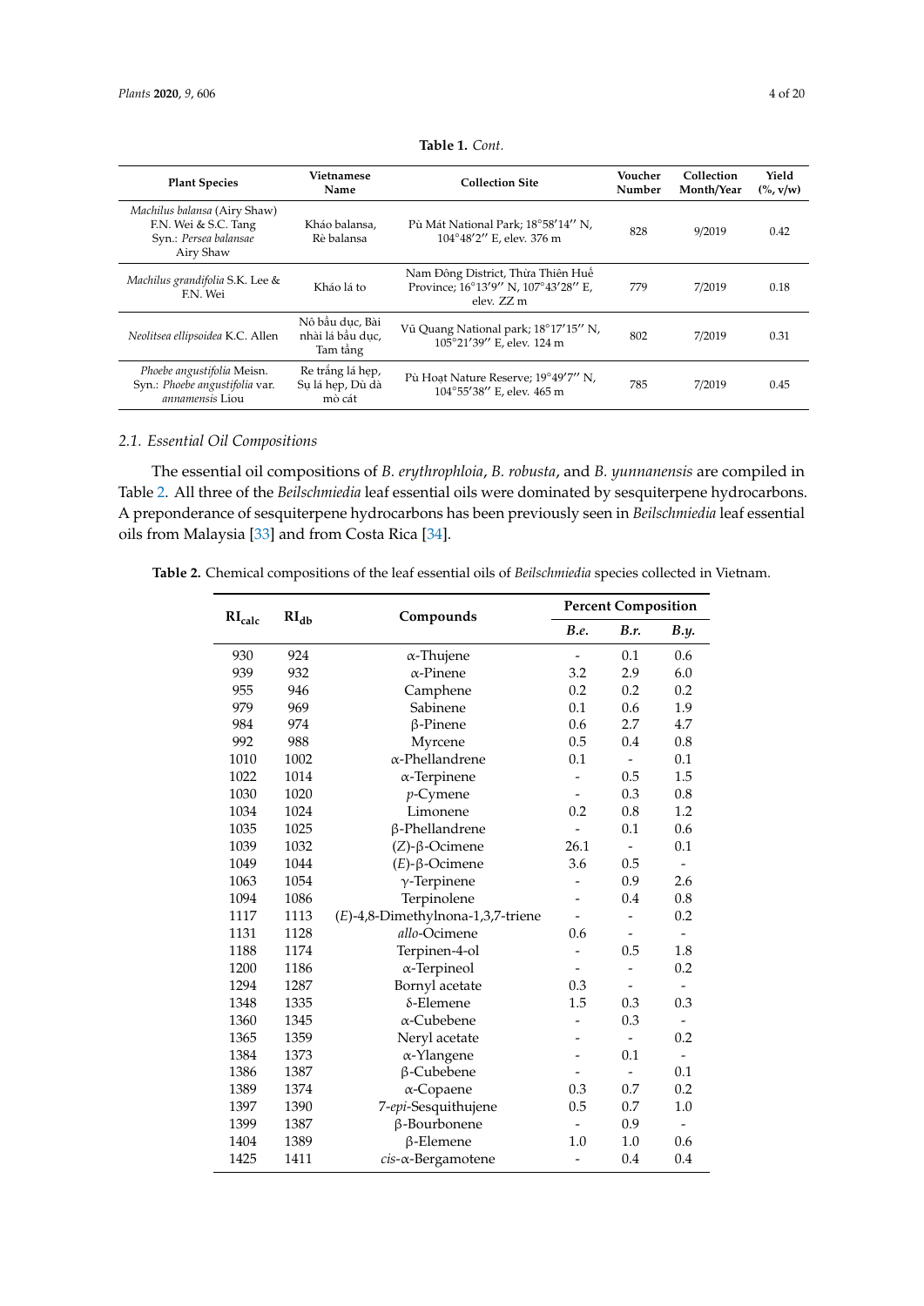**Table 1.** *Cont.*

| Plant Species | Vietnamese Name | Collection Site | Voucher Number | Collection Month/Year | Yield (%, v/w) |
|---|---|---|---|---|---|
| *Machilus balansa* (Airy Shaw) F.N. Wei & S.C. Tang Syn.: *Persea balansae* Airy Shaw | Kháo balansa, Rè balansa | Pù Mát National Park; 18°58′14′′ N, 104°48′2′′ E, elev. 376 m | 828 | 9/2019 | 0.42 |
| *Machilus grandifolia* S.K. Lee & F.N. Wei | Kháo lá to | Nam Đông District, Thừa Thiên Huế Province; 16°13′9′′ N, 107°43′28′′ E, elev. ZZ m | 779 | 7/2019 | 0.18 |
| *Neolitsea ellipsoidea* K.C. Allen | Nô bầu dục, Bài nhài lá bầu dục, Tam tầng | Vũ Quang National park; 18°17′15′′ N, 105°21′39′′ E, elev. 124 m | 802 | 7/2019 | 0.31 |
| *Phoebe angustifolia* Meisn. Syn.: *Phoebe angustifolia* var. *annamensis* Liou | Re trắng lá hẹp, Sụ lá hẹp, Dù dà mò cát | Pù Hoạt Nature Reserve; 19°49′7′′ N, 104°55′38′′ E, elev. 465 m | 785 | 7/2019 | 0.45 |

## 2.1. Essential Oil Compositions

The essential oil compositions of *B. erythrophloia*, *B. robusta*, and *B. yunnanensis* are compiled in Table 2. All three of the *Beilschmiedia* leaf essential oils were dominated by sesquiterpene hydrocarbons. A preponderance of sesquiterpene hydrocarbons has been previously seen in *Beilschmiedia* leaf essential oils from Malaysia [33] and from Costa Rica [34].

**Table 2.** Chemical compositions of the leaf essential oils of *Beilschmiedia* species collected in Vietnam.

| $RI_{calc}$ | $RI_{db}$ | Compounds | Percent Composition | | |
|---|---|---|---|---|---|
| | | | *B.e.* | *B.r.* | *B.y.* |
| 930 | 924 | α-Thujene | - | 0.1 | 0.6 |
| 939 | 932 | α-Pinene | 3.2 | 2.9 | 6.0 |
| 955 | 946 | Camphene | 0.2 | 0.2 | 0.2 |
| 979 | 969 | Sabinene | 0.1 | 0.6 | 1.9 |
| 984 | 974 | β-Pinene | 0.6 | 2.7 | 4.7 |
| 992 | 988 | Myrcene | 0.5 | 0.4 | 0.8 |
| 1010 | 1002 | α-Phellandrene | 0.1 | - | 0.1 |
| 1022 | 1014 | α-Terpinene | - | 0.5 | 1.5 |
| 1030 | 1020 | *p*-Cymene | - | 0.3 | 0.8 |
| 1034 | 1024 | Limonene | 0.2 | 0.8 | 1.2 |
| 1035 | 1025 | β-Phellandrene | - | 0.1 | 0.6 |
| 1039 | 1032 | (*Z*)-β-Ocimene | 26.1 | - | 0.1 |
| 1049 | 1044 | (*E*)-β-Ocimene | 3.6 | 0.5 | - |
| 1063 | 1054 | γ-Terpinene | - | 0.9 | 2.6 |
| 1094 | 1086 | Terpinolene | - | 0.4 | 0.8 |
| 1117 | 1113 | (*E*)-4,8-Dimethylnona-1,3,7-triene | - | - | 0.2 |
| 1131 | 1128 | *allo*-Ocimene | 0.6 | - | - |
| 1188 | 1174 | Terpinen-4-ol | - | 0.5 | 1.8 |
| 1200 | 1186 | α-Terpineol | - | - | 0.2 |
| 1294 | 1287 | Bornyl acetate | 0.3 | - | - |
| 1348 | 1335 | δ-Elemene | 1.5 | 0.3 | 0.3 |
| 1360 | 1345 | α-Cubebene | - | 0.3 | - |
| 1365 | 1359 | Neryl acetate | - | - | 0.2 |
| 1384 | 1373 | α-Ylangene | - | 0.1 | - |
| 1386 | 1387 | β-Cubebene | - | - | 0.1 |
| 1389 | 1374 | α-Copaene | 0.3 | 0.7 | 0.2 |
| 1397 | 1390 | 7-*epi*-Sesquithujene | 0.5 | 0.7 | 1.0 |
| 1399 | 1387 | β-Bourbonene | - | 0.9 | - |
| 1404 | 1389 | β-Elemene | 1.0 | 1.0 | 0.6 |
| 1425 | 1411 | *cis*-α-Bergamotene | - | 0.4 | 0.4 |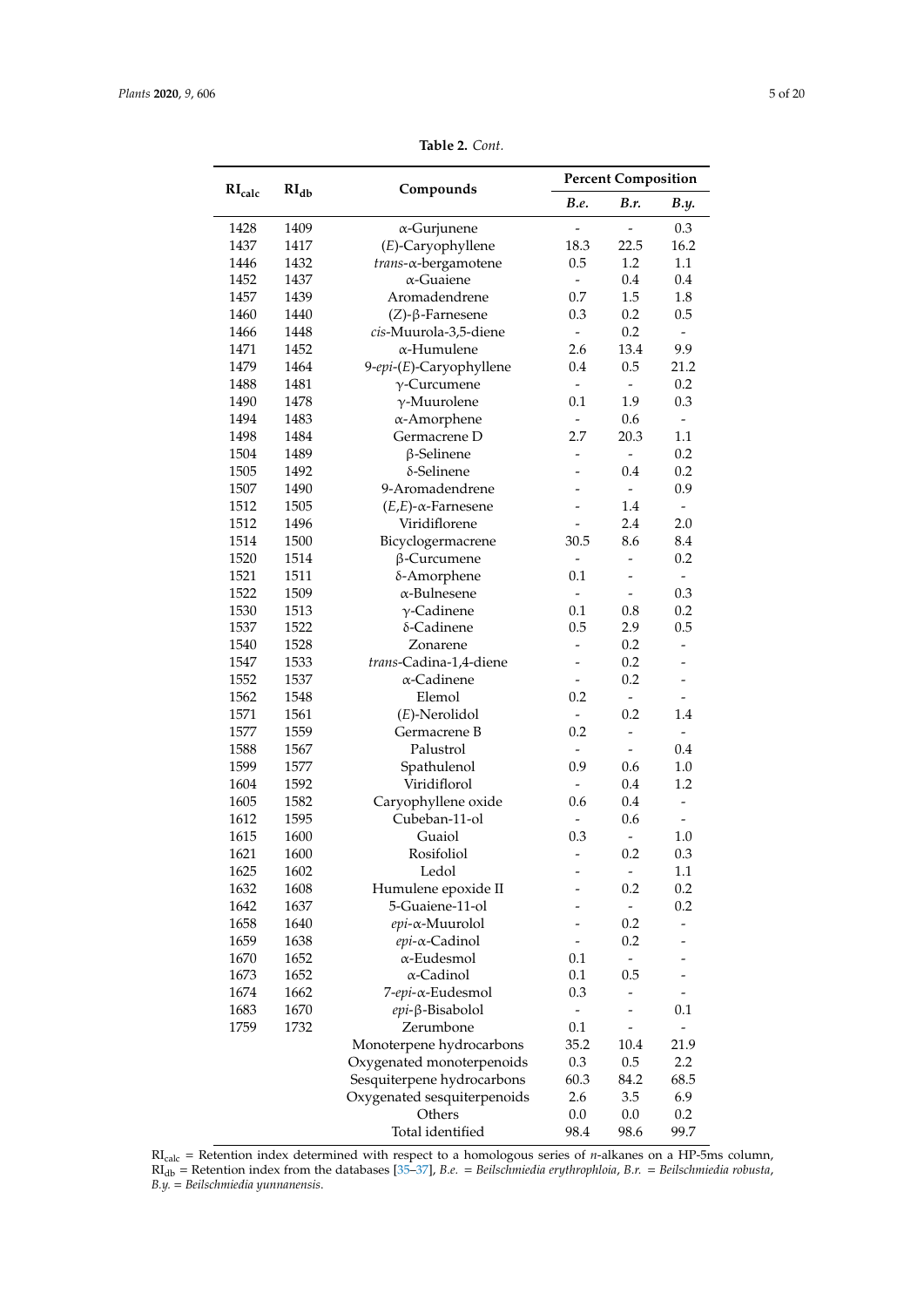**Table 2.** *Cont.*

| $RI_{calc}$ | $RI_{db}$ | Compounds | Percent Composition | | |
|---|---|---|---|---|---|
| | | | ***B.e.*** | ***B.r.*** | ***B.y.*** |
| 1428 | 1409 | α-Gurjunene | - | - | 0.3 |
| 1437 | 1417 | (*E*)-Caryophyllene | 18.3 | 22.5 | 16.2 |
| 1446 | 1432 | *trans*-α-bergamotene | 0.5 | 1.2 | 1.1 |
| 1452 | 1437 | α-Guaiene | - | 0.4 | 0.4 |
| 1457 | 1439 | Aromadendrene | 0.7 | 1.5 | 1.8 |
| 1460 | 1440 | (*Z*)-β-Farnesene | 0.3 | 0.2 | 0.5 |
| 1466 | 1448 | *cis*-Muurola-3,5-diene | - | 0.2 | - |
| 1471 | 1452 | α-Humulene | 2.6 | 13.4 | 9.9 |
| 1479 | 1464 | 9-*epi*-(*E*)-Caryophyllene | 0.4 | 0.5 | 21.2 |
| 1488 | 1481 | γ-Curcumene | - | - | 0.2 |
| 1490 | 1478 | γ-Muurolene | 0.1 | 1.9 | 0.3 |
| 1494 | 1483 | α-Amorphene | - | 0.6 | - |
| 1498 | 1484 | Germacrene D | 2.7 | 20.3 | 1.1 |
| 1504 | 1489 | β-Selinene | - | - | 0.2 |
| 1505 | 1492 | δ-Selinene | - | 0.4 | 0.2 |
| 1507 | 1490 | 9-Aromadendrene | - | - | 0.9 |
| 1512 | 1505 | (*E*,*E*)-α-Farnesene | - | 1.4 | - |
| 1512 | 1496 | Viridiflorene | - | 2.4 | 2.0 |
| 1514 | 1500 | Bicyclogermacrene | 30.5 | 8.6 | 8.4 |
| 1520 | 1514 | β-Curcumene | - | - | 0.2 |
| 1521 | 1511 | δ-Amorphene | 0.1 | - | - |
| 1522 | 1509 | α-Bulnesene | - | - | 0.3 |
| 1530 | 1513 | γ-Cadinene | 0.1 | 0.8 | 0.2 |
| 1537 | 1522 | δ-Cadinene | 0.5 | 2.9 | 0.5 |
| 1540 | 1528 | Zonarene | - | 0.2 | - |
| 1547 | 1533 | *trans*-Cadina-1,4-diene | - | 0.2 | - |
| 1552 | 1537 | α-Cadinene | - | 0.2 | - |
| 1562 | 1548 | Elemol | 0.2 | - | - |
| 1571 | 1561 | (*E*)-Nerolidol | - | 0.2 | 1.4 |
| 1577 | 1559 | Germacrene B | 0.2 | - | - |
| 1588 | 1567 | Palustrol | - | - | 0.4 |
| 1599 | 1577 | Spathulenol | 0.9 | 0.6 | 1.0 |
| 1604 | 1592 | Viridiflorol | - | 0.4 | 1.2 |
| 1605 | 1582 | Caryophyllene oxide | 0.6 | 0.4 | - |
| 1612 | 1595 | Cubeban-11-ol | - | 0.6 | - |
| 1615 | 1600 | Guaiol | 0.3 | - | 1.0 |
| 1621 | 1600 | Rosifoliol | - | 0.2 | 0.3 |
| 1625 | 1602 | Ledol | - | - | 1.1 |
| 1632 | 1608 | Humulene epoxide II | - | 0.2 | 0.2 |
| 1642 | 1637 | 5-Guaiene-11-ol | - | - | 0.2 |
| 1658 | 1640 | *epi*-α-Muurolol | - | 0.2 | - |
| 1659 | 1638 | *epi*-α-Cadinol | - | 0.2 | - |
| 1670 | 1652 | α-Eudesmol | 0.1 | - | - |
| 1673 | 1652 | α-Cadinol | 0.1 | 0.5 | - |
| 1674 | 1662 | 7-*epi*-α-Eudesmol | 0.3 | - | - |
| 1683 | 1670 | *epi*-β-Bisabolol | - | - | 0.1 |
| 1759 | 1732 | Zerumbone | 0.1 | - | - |
| | | Monoterpene hydrocarbons | 35.2 | 10.4 | 21.9 |
| | | Oxygenated monoterpenoids | 0.3 | 0.5 | 2.2 |
| | | Sesquiterpene hydrocarbons | 60.3 | 84.2 | 68.5 |
| | | Oxygenated sesquiterpenoids | 2.6 | 3.5 | 6.9 |
| | | Others | 0.0 | 0.0 | 0.2 |
| | | Total identified | 98.4 | 98.6 | 99.7 |

$RI_{calc}$ = Retention index determined with respect to a homologous series of *n*-alkanes on a HP-5ms column, $RI_{db}$ = Retention index from the databases [35–37], *B.e.* = *Beilschmiedia erythrophloia*, *B.r.* = *Beilschmiedia robusta*, *B.y.* = *Beilschmiedia yunnanensis*.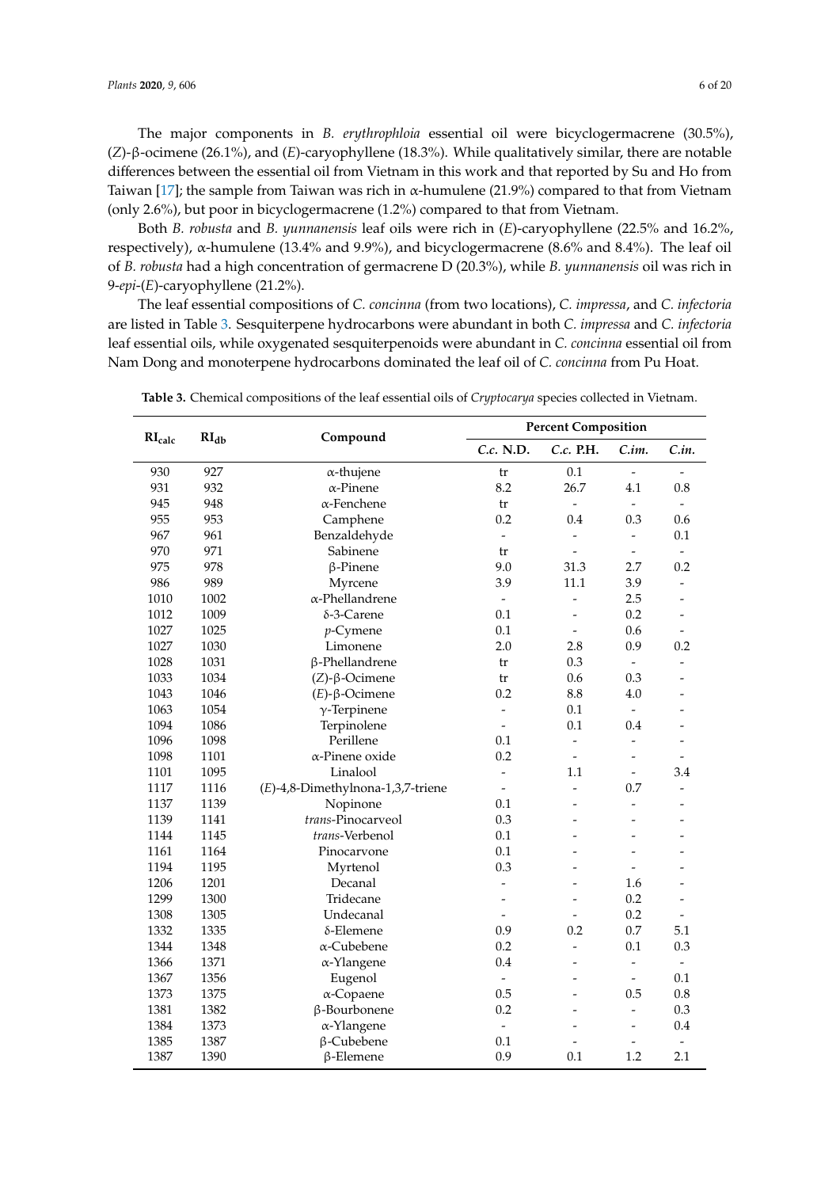The major components in *B. erythrophloia* essential oil were bicyclogermacrene (30.5%), (*Z*)-β-ocimene (26.1%), and (*E*)-caryophyllene (18.3%). While qualitatively similar, there are notable differences between the essential oil from Vietnam in this work and that reported by Su and Ho from Taiwan [17]; the sample from Taiwan was rich in α-humulene (21.9%) compared to that from Vietnam (only 2.6%), but poor in bicyclogermacrene (1.2%) compared to that from Vietnam.

Both *B. robusta* and *B. yunnanensis* leaf oils were rich in (*E*)-caryophyllene (22.5% and 16.2%, respectively), α-humulene (13.4% and 9.9%), and bicyclogermacrene (8.6% and 8.4%). The leaf oil of *B. robusta* had a high concentration of germacrene D (20.3%), while *B. yunnanensis* oil was rich in 9-*epi*-(*E*)-caryophyllene (21.2%).

The leaf essential compositions of *C. concinna* (from two locations), *C. impressa*, and *C. infectoria* are listed in Table 3. Sesquiterpene hydrocarbons were abundant in both *C. impressa* and *C. infectoria* leaf essential oils, while oxygenated sesquiterpenoids were abundant in *C. concinna* essential oil from Nam Dong and monoterpene hydrocarbons dominated the leaf oil of *C. concinna* from Pu Hoat.

**Table 3.** Chemical compositions of the leaf essential oils of *Cryptocarya* species collected in Vietnam.

| $RI_{calc}$ | $RI_{db}$ | Compound | Percent Composition | | | |
|---|---|---|---|---|---|---|
| | | | *C.c.* N.D. | *C.c.* P.H. | *C.im.* | *C.in.* |
| 930 | 927 | α-thujene | tr | 0.1 | - | - |
| 931 | 932 | α-Pinene | 8.2 | 26.7 | 4.1 | 0.8 |
| 945 | 948 | α-Fenchene | tr | - | - | - |
| 955 | 953 | Camphene | 0.2 | 0.4 | 0.3 | 0.6 |
| 967 | 961 | Benzaldehyde | - | - | - | 0.1 |
| 970 | 971 | Sabinene | tr | - | - | - |
| 975 | 978 | β-Pinene | 9.0 | 31.3 | 2.7 | 0.2 |
| 986 | 989 | Myrcene | 3.9 | 11.1 | 3.9 | - |
| 1010 | 1002 | α-Phellandrene | - | - | 2.5 | - |
| 1012 | 1009 | δ-3-Carene | 0.1 | - | 0.2 | - |
| 1027 | 1025 | *p*-Cymene | 0.1 | - | 0.6 | - |
| 1027 | 1030 | Limonene | 2.0 | 2.8 | 0.9 | 0.2 |
| 1028 | 1031 | β-Phellandrene | tr | 0.3 | - | - |
| 1033 | 1034 | (*Z*)-β-Ocimene | tr | 0.6 | 0.3 | - |
| 1043 | 1046 | (*E*)-β-Ocimene | 0.2 | 8.8 | 4.0 | - |
| 1063 | 1054 | γ-Terpinene | - | 0.1 | - | - |
| 1094 | 1086 | Terpinolene | - | 0.1 | 0.4 | - |
| 1096 | 1098 | Perillene | 0.1 | - | - | - |
| 1098 | 1101 | α-Pinene oxide | 0.2 | - | - | - |
| 1101 | 1095 | Linalool | - | 1.1 | - | 3.4 |
| 1117 | 1116 | (*E*)-4,8-Dimethylnona-1,3,7-triene | - | - | 0.7 | - |
| 1137 | 1139 | Nopinone | 0.1 | - | - | - |
| 1139 | 1141 | *trans*-Pinocarveol | 0.3 | - | - | - |
| 1144 | 1145 | *trans*-Verbenol | 0.1 | - | - | - |
| 1161 | 1164 | Pinocarvone | 0.1 | - | - | - |
| 1194 | 1195 | Myrtenol | 0.3 | - | - | - |
| 1206 | 1201 | Decanal | - | - | 1.6 | - |
| 1299 | 1300 | Tridecane | - | - | 0.2 | - |
| 1308 | 1305 | Undecanal | - | - | 0.2 | - |
| 1332 | 1335 | δ-Elemene | 0.9 | 0.2 | 0.7 | 5.1 |
| 1344 | 1348 | α-Cubebene | 0.2 | - | 0.1 | 0.3 |
| 1366 | 1371 | α-Ylangene | 0.4 | - | - | - |
| 1367 | 1356 | Eugenol | - | - | - | 0.1 |
| 1373 | 1375 | α-Copaene | 0.5 | - | 0.5 | 0.8 |
| 1381 | 1382 | β-Bourbonene | 0.2 | - | - | 0.3 |
| 1384 | 1373 | α-Ylangene | - | - | - | 0.4 |
| 1385 | 1387 | β-Cubebene | 0.1 | - | - | - |
| 1387 | 1390 | β-Elemene | 0.9 | 0.1 | 1.2 | 2.1 |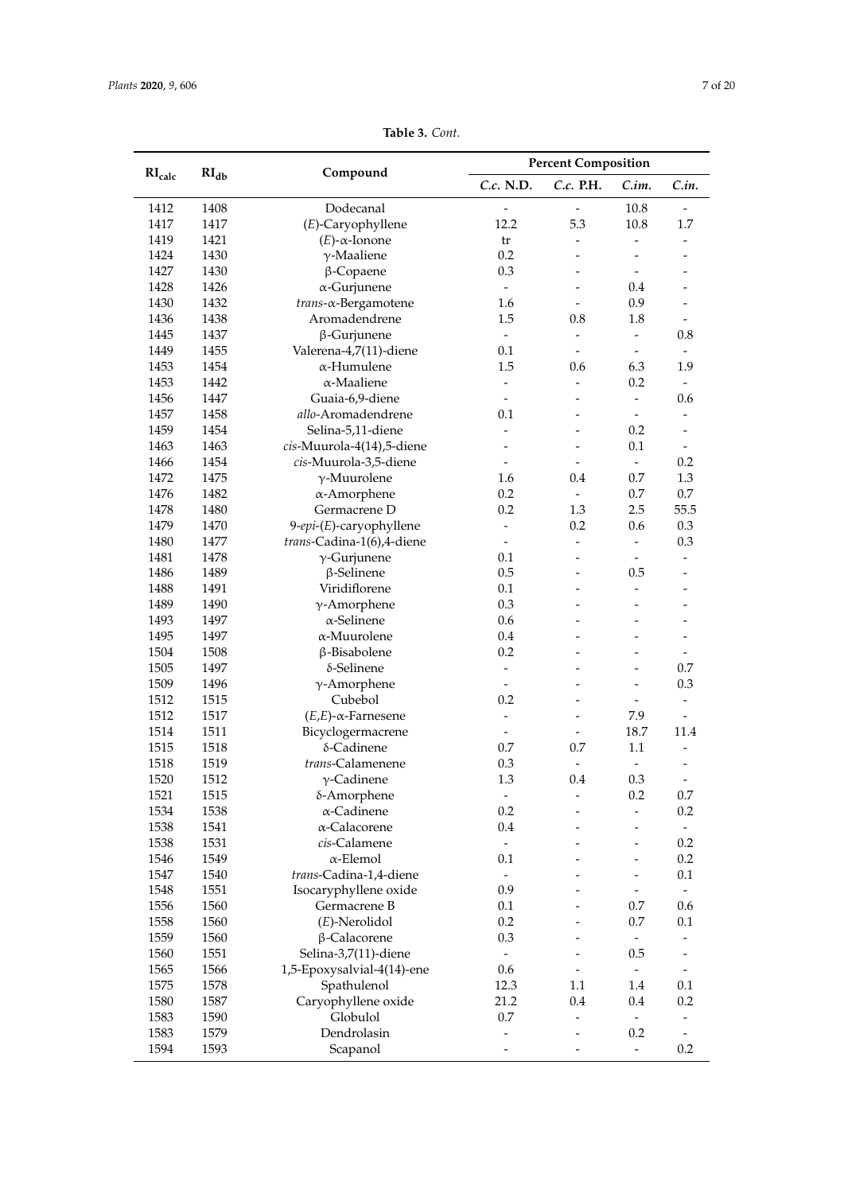**Table 3.** *Cont.*

| RI$_{calc}$ | RI$_{db}$ | Compound | Percent Composition | | | |
|---|---|---|---|---|---|---|
| | | | *C.c.* N.D. | *C.c.* P.H. | *C.im.* | *C.in.* |
| 1412 | 1408 | Dodecanal | - | - | 10.8 | - |
| 1417 | 1417 | (*E*)-Caryophyllene | 12.2 | 5.3 | 10.8 | 1.7 |
| 1419 | 1421 | (*E*)-α-Ionone | tr | - | - | - |
| 1424 | 1430 | γ-Maaliene | 0.2 | - | - | - |
| 1427 | 1430 | β-Copaene | 0.3 | - | - | - |
| 1428 | 1426 | α-Gurjunene | - | - | 0.4 | - |
| 1430 | 1432 | *trans*-α-Bergamotene | 1.6 | - | 0.9 | - |
| 1436 | 1438 | Aromadendrene | 1.5 | 0.8 | 1.8 | - |
| 1445 | 1437 | β-Gurjunene | - | - | - | 0.8 |
| 1449 | 1455 | Valerena-4,7(11)-diene | 0.1 | - | - | - |
| 1453 | 1454 | α-Humulene | 1.5 | 0.6 | 6.3 | 1.9 |
| 1453 | 1442 | α-Maaliene | - | - | 0.2 | - |
| 1456 | 1447 | Guaia-6,9-diene | - | - | - | 0.6 |
| 1457 | 1458 | *allo*-Aromadendrene | 0.1 | - | - | - |
| 1459 | 1454 | Selina-5,11-diene | - | - | 0.2 | - |
| 1463 | 1463 | *cis*-Muurola-4(14),5-diene | - | - | 0.1 | - |
| 1466 | 1454 | *cis*-Muurola-3,5-diene | - | - | - | 0.2 |
| 1472 | 1475 | γ-Muurolene | 1.6 | 0.4 | 0.7 | 1.3 |
| 1476 | 1482 | α-Amorphene | 0.2 | - | 0.7 | 0.7 |
| 1478 | 1480 | Germacrene D | 0.2 | 1.3 | 2.5 | 55.5 |
| 1479 | 1470 | 9-*epi*-(*E*)-caryophyllene | - | 0.2 | 0.6 | 0.3 |
| 1480 | 1477 | *trans*-Cadina-1(6),4-diene | - | - | - | 0.3 |
| 1481 | 1478 | γ-Gurjunene | 0.1 | - | - | - |
| 1486 | 1489 | β-Selinene | 0.5 | - | 0.5 | - |
| 1488 | 1491 | Viridiflorene | 0.1 | - | - | - |
| 1489 | 1490 | γ-Amorphene | 0.3 | - | - | - |
| 1493 | 1497 | α-Selinene | 0.6 | - | - | - |
| 1495 | 1497 | α-Muurolene | 0.4 | - | - | - |
| 1504 | 1508 | β-Bisabolene | 0.2 | - | - | - |
| 1505 | 1497 | δ-Selinene | - | - | - | 0.7 |
| 1509 | 1496 | γ-Amorphene | - | - | - | 0.3 |
| 1512 | 1515 | Cubebol | 0.2 | - | - | - |
| 1512 | 1517 | (*E*,*E*)-α-Farnesene | - | - | 7.9 | - |
| 1514 | 1511 | Bicyclogermacrene | - | - | 18.7 | 11.4 |
| 1515 | 1518 | δ-Cadinene | 0.7 | 0.7 | 1.1 | - |
| 1518 | 1519 | *trans*-Calamenene | 0.3 | - | - | - |
| 1520 | 1512 | γ-Cadinene | 1.3 | 0.4 | 0.3 | - |
| 1521 | 1515 | δ-Amorphene | - | - | 0.2 | 0.7 |
| 1534 | 1538 | α-Cadinene | 0.2 | - | - | 0.2 |
| 1538 | 1541 | α-Calacorene | 0.4 | - | - | - |
| 1538 | 1531 | *cis*-Calamene | - | - | - | 0.2 |
| 1546 | 1549 | α-Elemol | 0.1 | - | - | 0.2 |
| 1547 | 1540 | *trans*-Cadina-1,4-diene | - | - | - | 0.1 |
| 1548 | 1551 | Isocaryphyllene oxide | 0.9 | - | - | - |
| 1556 | 1560 | Germacrene B | 0.1 | - | 0.7 | 0.6 |
| 1558 | 1560 | (*E*)-Nerolidol | 0.2 | - | 0.7 | 0.1 |
| 1559 | 1560 | β-Calacorene | 0.3 | - | - | - |
| 1560 | 1551 | Selina-3,7(11)-diene | - | - | 0.5 | - |
| 1565 | 1566 | 1,5-Epoxysalvial-4(14)-ene | 0.6 | - | - | - |
| 1575 | 1578 | Spathulenol | 12.3 | 1.1 | 1.4 | 0.1 |
| 1580 | 1587 | Caryophyllene oxide | 21.2 | 0.4 | 0.4 | 0.2 |
| 1583 | 1590 | Globulol | 0.7 | - | - | - |
| 1583 | 1579 | Dendrolasin | - | - | 0.2 | - |
| 1594 | 1593 | Scapanol | - | - | - | 0.2 |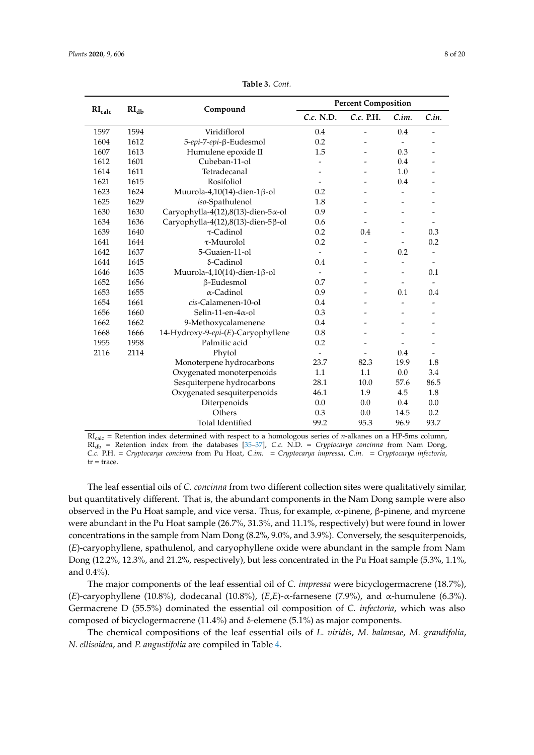**Table 3.** *Cont.*

| $RI_{calc}$ | $RI_{db}$ | Compound | Percent Composition | | | |
|---|---|---|---|---|---|---|
| | | | *C.c.* N.D. | *C.c.* P.H. | *C.im.* | *C.in.* |
| 1597 | 1594 | Viridiflorol | 0.4 | - | 0.4 | - |
| 1604 | 1612 | 5-*epi*-7-*epi*-β-Eudesmol | 0.2 | - | - | - |
| 1607 | 1613 | Humulene epoxide II | 1.5 | - | 0.3 | - |
| 1612 | 1601 | Cubeban-11-ol | - | - | 0.4 | - |
| 1614 | 1611 | Tetradecanal | - | - | 1.0 | - |
| 1621 | 1615 | Rosifoliol | - | - | 0.4 | - |
| 1623 | 1624 | Muurola-4,10(14)-dien-1β-ol | 0.2 | - | - | - |
| 1625 | 1629 | *iso*-Spathulenol | 1.8 | - | - | - |
| 1630 | 1630 | Caryophylla-4(12),8(13)-dien-5α-ol | 0.9 | - | - | - |
| 1634 | 1636 | Caryophylla-4(12),8(13)-dien-5β-ol | 0.6 | - | - | - |
| 1639 | 1640 | τ-Cadinol | 0.2 | 0.4 | - | 0.3 |
| 1641 | 1644 | τ-Muurolol | 0.2 | - | - | 0.2 |
| 1642 | 1637 | 5-Guaien-11-ol | - | - | 0.2 | - |
| 1644 | 1645 | δ-Cadinol | 0.4 | - | - | - |
| 1646 | 1635 | Muurola-4,10(14)-dien-1β-ol | - | - | - | 0.1 |
| 1652 | 1656 | β-Eudesmol | 0.7 | - | - | - |
| 1653 | 1655 | α-Cadinol | 0.9 | - | 0.1 | 0.4 |
| 1654 | 1661 | *cis*-Calamenen-10-ol | 0.4 | - | - | - |
| 1656 | 1660 | Selin-11-en-4α-ol | 0.3 | - | - | - |
| 1662 | 1662 | 9-Methoxycalamenene | 0.4 | - | - | - |
| 1668 | 1666 | 14-Hydroxy-9-*epi*-(*E*)-Caryophyllene | 0.8 | - | - | - |
| 1955 | 1958 | Palmitic acid | 0.2 | - | - | - |
| 2116 | 2114 | Phytol | - | - | 0.4 | - |
| | | Monoterpene hydrocarbons | 23.7 | 82.3 | 19.9 | 1.8 |
| | | Oxygenated monoterpenoids | 1.1 | 1.1 | 0.0 | 3.4 |
| | | Sesquiterpene hydrocarbons | 28.1 | 10.0 | 57.6 | 86.5 |
| | | Oxygenated sesquiterpenoids | 46.1 | 1.9 | 4.5 | 1.8 |
| | | Diterpenoids | 0.0 | 0.0 | 0.4 | 0.0 |
| | | Others | 0.3 | 0.0 | 14.5 | 0.2 |
| | | Total Identified | 99.2 | 95.3 | 96.9 | 93.7 |

$RI_{calc}$ = Retention index determined with respect to a homologous series of *n*-alkanes on a HP-5ms column, $RI_{db}$ = Retention index from the databases [35–37], *C.c.* N.D. = *Cryptocarya concinna* from Nam Dong, *C.c.* P.H. = *Cryptocarya concinna* from Pu Hoat, *C.im.* = *Cryptocarya impressa*, *C.in.* = *Cryptocarya infectoria*, tr = trace.

The leaf essential oils of *C. concinna* from two different collection sites were qualitatively similar, but quantitatively different. That is, the abundant components in the Nam Dong sample were also observed in the Pu Hoat sample, and vice versa. Thus, for example, α-pinene, β-pinene, and myrcene were abundant in the Pu Hoat sample (26.7%, 31.3%, and 11.1%, respectively) but were found in lower concentrations in the sample from Nam Dong (8.2%, 9.0%, and 3.9%). Conversely, the sesquiterpenoids, (*E*)-caryophyllene, spathulenol, and caryophyllene oxide were abundant in the sample from Nam Dong (12.2%, 12.3%, and 21.2%, respectively), but less concentrated in the Pu Hoat sample (5.3%, 1.1%, and 0.4%).

The major components of the leaf essential oil of *C. impressa* were bicyclogermacrene (18.7%), (*E*)-caryophyllene (10.8%), dodecanal (10.8%), (*E*,*E*)-α-farnesene (7.9%), and α-humulene (6.3%). Germacrene D (55.5%) dominated the essential oil composition of *C. infectoria*, which was also composed of bicyclogermacrene (11.4%) and δ-elemene (5.1%) as major components.

The chemical compositions of the leaf essential oils of *L. viridis*, *M. balansae*, *M. grandifolia*, *N. ellisoidea*, and *P. angustifolia* are compiled in Table 4.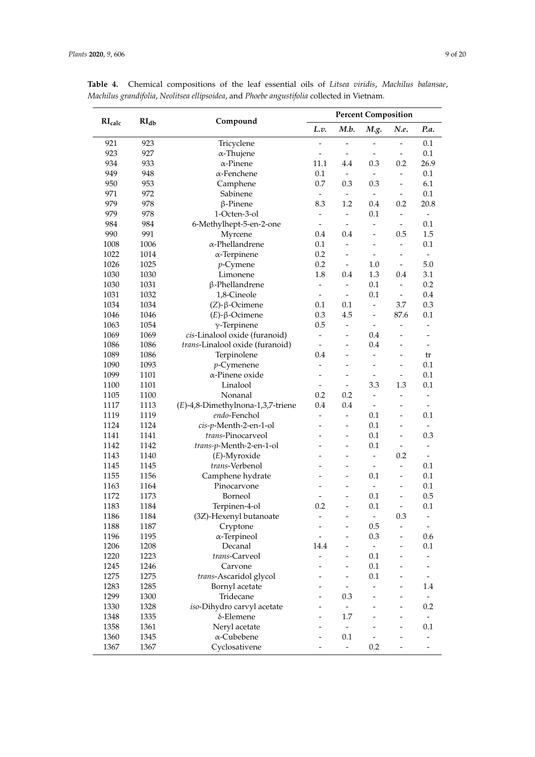**Table 4.** Chemical compositions of the leaf essential oils of *Litsea viridis*, *Machilus balansae*, *Machilus grandifolia*, *Neolitsea ellipsoidea*, and *Phoebe angustifolia* collected in Vietnam.

| $RI_{calc}$ | $RI_{db}$ | Compound | Percent Composition | | | | |
|---|---|---|---|---|---|---|---|
| | | | *L.v.* | *M.b.* | *M.g.* | *N.e.* | *P.a.* |
| 921 | 923 | Tricyclene | - | - | - | - | 0.1 |
| 923 | 927 | α-Thujene | - | - | - | - | 0.1 |
| 934 | 933 | α-Pinene | 11.1 | 4.4 | 0.3 | 0.2 | 26.9 |
| 949 | 948 | α-Fenchene | 0.1 | - | - | - | 0.1 |
| 950 | 953 | Camphene | 0.7 | 0.3 | 0.3 | - | 6.1 |
| 971 | 972 | Sabinene | - | - | - | - | 0.1 |
| 979 | 978 | β-Pinene | 8.3 | 1.2 | 0.4 | 0.2 | 20.8 |
| 979 | 978 | 1-Octen-3-ol | - | - | 0.1 | - | - |
| 984 | 984 | 6-Methylhept-5-en-2-one | - | - | - | - | 0.1 |
| 990 | 991 | Myrcene | 0.4 | 0.4 | - | 0.5 | 1.5 |
| 1008 | 1006 | α-Phellandrene | 0.1 | - | - | - | 0.1 |
| 1022 | 1014 | α-Terpinene | 0.2 | - | - | - | - |
| 1026 | 1025 | *p*-Cymene | 0.2 | - | 1.0 | - | 5.0 |
| 1030 | 1030 | Limonene | 1.8 | 0.4 | 1.3 | 0.4 | 3.1 |
| 1030 | 1031 | β-Phellandrene | - | - | 0.1 | - | 0.2 |
| 1031 | 1032 | 1,8-Cineole | - | - | 0.1 | - | 0.4 |
| 1034 | 1034 | (*Z*)-β-Ocimene | 0.1 | 0.1 | - | 3.7 | 0.3 |
| 1046 | 1046 | (*E*)-β-Ocimene | 0.3 | 4.5 | - | 87.6 | 0.1 |
| 1063 | 1054 | γ-Terpinene | 0.5 | - | - | - | - |
| 1069 | 1069 | *cis*-Linalool oxide (furanoid) | - | - | 0.4 | - | - |
| 1086 | 1086 | *trans*-Linalool oxide (furanoid) | - | - | 0.4 | - | - |
| 1089 | 1086 | Terpinolene | 0.4 | - | - | - | tr |
| 1090 | 1093 | *p*-Cymenene | - | - | - | - | 0.1 |
| 1099 | 1101 | α-Pinene oxide | - | - | - | - | 0.1 |
| 1100 | 1101 | Linalool | - | - | 3.3 | 1.3 | 0.1 |
| 1105 | 1100 | Nonanal | 0.2 | 0.2 | - | - | - |
| 1117 | 1113 | (*E*)-4,8-Dimethylnona-1,3,7-triene | 0.4 | 0.4 | - | - | - |
| 1119 | 1119 | *endo*-Fenchol | - | - | 0.1 | - | 0.1 |
| 1124 | 1124 | *cis*-*p*-Menth-2-en-1-ol | - | - | 0.1 | - | - |
| 1141 | 1141 | *trans*-Pinocarveol | - | - | 0.1 | - | 0.3 |
| 1142 | 1142 | *trans*-*p*-Menth-2-en-1-ol | - | - | 0.1 | - | - |
| 1143 | 1140 | (*E*)-Myroxide | - | - | - | 0.2 | - |
| 1145 | 1145 | *trans*-Verbenol | - | - | - | - | 0.1 |
| 1155 | 1156 | Camphene hydrate | - | - | 0.1 | - | 0.1 |
| 1163 | 1164 | Pinocarvone | - | - | - | - | 0.1 |
| 1172 | 1173 | Borneol | - | - | 0.1 | - | 0.5 |
| 1183 | 1184 | Terpinen-4-ol | 0.2 | - | 0.1 | - | 0.1 |
| 1186 | 1184 | (3Z)-Hexenyl butanoate | - | - | - | 0.3 | - |
| 1188 | 1187 | Cryptone | - | - | 0.5 | - | - |
| 1196 | 1195 | α-Terpineol | - | - | 0.3 | - | 0.6 |
| 1206 | 1208 | Decanal | 14.4 | - | - | - | 0.1 |
| 1220 | 1223 | *trans*-Carveol | - | - | 0.1 | - | - |
| 1245 | 1246 | Carvone | - | - | 0.1 | - | - |
| 1275 | 1275 | *trans*-Ascaridol glycol | - | - | 0.1 | - | - |
| 1283 | 1285 | Bornyl acetate | - | - | - | - | 1.4 |
| 1299 | 1300 | Tridecane | - | 0.3 | - | - | - |
| 1330 | 1328 | *iso*-Dihydro carvyl acetate | - | - | - | - | 0.2 |
| 1348 | 1335 | δ-Elemene | - | 1.7 | - | - | - |
| 1358 | 1361 | Neryl acetate | - | - | - | - | 0.1 |
| 1360 | 1345 | α-Cubebene | - | 0.1 | - | - | - |
| 1367 | 1367 | Cyclosativene | - | - | 0.2 | - | - |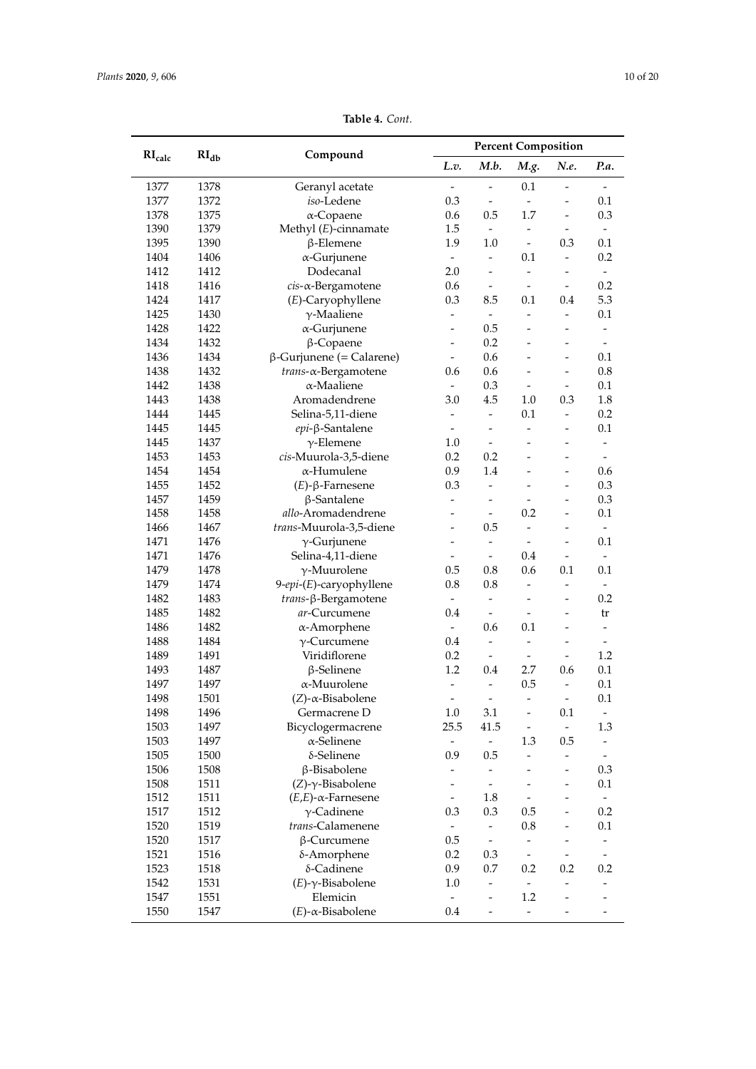**Table 4.** *Cont.*

| $RI_{calc}$ | $RI_{db}$ | Compound | Percent Composition | | | | |
|---|---|---|---|---|---|---|---|
| | | | *L.v.* | *M.b.* | *M.g.* | *N.e.* | *P.a.* |
| 1377 | 1378 | Geranyl acetate | - | - | 0.1 | - | - |
| 1377 | 1372 | *iso*-Ledene | 0.3 | - | - | - | 0.1 |
| 1378 | 1375 | α-Copaene | 0.6 | 0.5 | 1.7 | - | 0.3 |
| 1390 | 1379 | Methyl (*E*)-cinnamate | 1.5 | - | - | - | - |
| 1395 | 1390 | β-Elemene | 1.9 | 1.0 | - | 0.3 | 0.1 |
| 1404 | 1406 | α-Gurjunene | - | - | 0.1 | - | 0.2 |
| 1412 | 1412 | Dodecanal | 2.0 | - | - | - | - |
| 1418 | 1416 | *cis*-α-Bergamotene | 0.6 | - | - | - | 0.2 |
| 1424 | 1417 | (*E*)-Caryophyllene | 0.3 | 8.5 | 0.1 | 0.4 | 5.3 |
| 1425 | 1430 | γ-Maaliene | - | - | - | - | 0.1 |
| 1428 | 1422 | α-Gurjunene | - | 0.5 | - | - | - |
| 1434 | 1432 | β-Copaene | - | 0.2 | - | - | - |
| 1436 | 1434 | β-Gurjunene (= Calarene) | - | 0.6 | - | - | 0.1 |
| 1438 | 1432 | *trans*-α-Bergamotene | 0.6 | 0.6 | - | - | 0.8 |
| 1442 | 1438 | α-Maaliene | - | 0.3 | - | - | 0.1 |
| 1443 | 1438 | Aromadendrene | 3.0 | 4.5 | 1.0 | 0.3 | 1.8 |
| 1444 | 1445 | Selina-5,11-diene | - | - | 0.1 | - | 0.2 |
| 1445 | 1445 | *epi*-β-Santalene | - | - | - | - | 0.1 |
| 1445 | 1437 | γ-Elemene | 1.0 | - | - | - | - |
| 1453 | 1453 | *cis*-Muurola-3,5-diene | 0.2 | 0.2 | - | - | - |
| 1454 | 1454 | α-Humulene | 0.9 | 1.4 | - | - | 0.6 |
| 1455 | 1452 | (*E*)-β-Farnesene | 0.3 | - | - | - | 0.3 |
| 1457 | 1459 | β-Santalene | - | - | - | - | 0.3 |
| 1458 | 1458 | *allo*-Aromadendrene | - | - | 0.2 | - | 0.1 |
| 1466 | 1467 | *trans*-Muurola-3,5-diene | - | 0.5 | - | - | - |
| 1471 | 1476 | γ-Gurjunene | - | - | - | - | 0.1 |
| 1471 | 1476 | Selina-4,11-diene | - | - | 0.4 | - | - |
| 1479 | 1478 | γ-Muurolene | 0.5 | 0.8 | 0.6 | 0.1 | 0.1 |
| 1479 | 1474 | 9-*epi*-(*E*)-caryophyllene | 0.8 | 0.8 | - | - | - |
| 1482 | 1483 | *trans*-β-Bergamotene | - | - | - | - | 0.2 |
| 1485 | 1482 | *ar*-Curcumene | 0.4 | - | - | - | tr |
| 1486 | 1482 | α-Amorphene | - | 0.6 | 0.1 | - | - |
| 1488 | 1484 | γ-Curcumene | 0.4 | - | - | - | - |
| 1489 | 1491 | Viridiflorene | 0.2 | - | - | - | 1.2 |
| 1493 | 1487 | β-Selinene | 1.2 | 0.4 | 2.7 | 0.6 | 0.1 |
| 1497 | 1497 | α-Muurolene | - | - | 0.5 | - | 0.1 |
| 1498 | 1501 | (*Z*)-α-Bisabolene | - | - | - | - | 0.1 |
| 1498 | 1496 | Germacrene D | 1.0 | 3.1 | - | 0.1 | - |
| 1503 | 1497 | Bicyclogermacrene | 25.5 | 41.5 | - | - | 1.3 |
| 1503 | 1497 | α-Selinene | - | - | 1.3 | 0.5 | - |
| 1505 | 1500 | δ-Selinene | 0.9 | 0.5 | - | - | - |
| 1506 | 1508 | β-Bisabolene | - | - | - | - | 0.3 |
| 1508 | 1511 | (*Z*)-γ-Bisabolene | - | - | - | - | 0.1 |
| 1512 | 1511 | (*E*,*E*)-α-Farnesene | - | 1.8 | - | - | - |
| 1517 | 1512 | γ-Cadinene | 0.3 | 0.3 | 0.5 | - | 0.2 |
| 1520 | 1519 | *trans*-Calamenene | - | - | 0.8 | - | 0.1 |
| 1520 | 1517 | β-Curcumene | 0.5 | - | - | - | - |
| 1521 | 1516 | δ-Amorphene | 0.2 | 0.3 | - | - | - |
| 1523 | 1518 | δ-Cadinene | 0.9 | 0.7 | 0.2 | 0.2 | 0.2 |
| 1542 | 1531 | (*E*)-γ-Bisabolene | 1.0 | - | - | - | - |
| 1547 | 1551 | Elemicin | - | - | 1.2 | - | - |
| 1550 | 1547 | (*E*)-α-Bisabolene | 0.4 | - | - | - | - |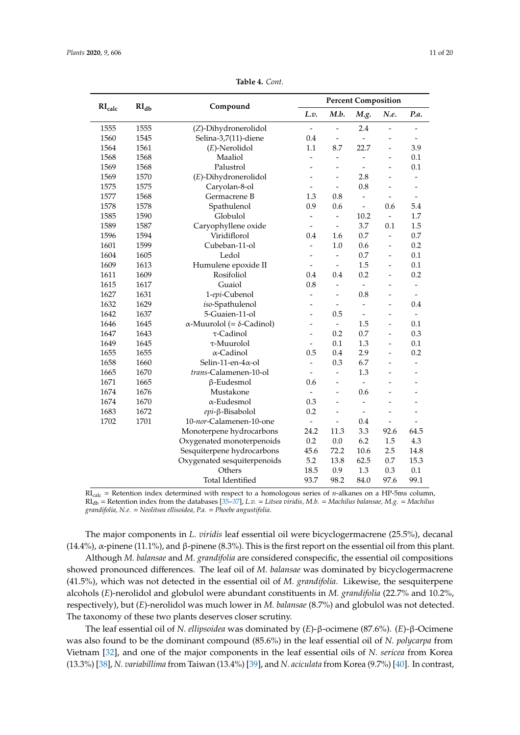**Table 4.** *Cont.*

| RI$_{calc}$ | RI$_{db}$ | Compound | Percent Composition | | | | |
|---|---|---|---|---|---|---|---|
| | | | *L.v.* | *M.b.* | *M.g.* | *N.e.* | *P.a.* |
| 1555 | 1555 | (*Z*)-Dihydronerolidol | - | - | 2.4 | - | - |
| 1560 | 1545 | Selina-3,7(11)-diene | 0.4 | - | - | - | - |
| 1564 | 1561 | (*E*)-Nerolidol | 1.1 | 8.7 | 22.7 | - | 3.9 |
| 1568 | 1568 | Maaliol | - | - | - | - | 0.1 |
| 1569 | 1568 | Palustrol | - | - | - | - | 0.1 |
| 1569 | 1570 | (*E*)-Dihydronerolidol | - | - | 2.8 | - | - |
| 1575 | 1575 | Caryolan-8-ol | - | - | 0.8 | - | - |
| 1577 | 1568 | Germacrene B | 1.3 | 0.8 | - | - | - |
| 1578 | 1578 | Spathulenol | 0.9 | 0.6 | - | 0.6 | 5.4 |
| 1585 | 1590 | Globulol | - | - | 10.2 | - | 1.7 |
| 1589 | 1587 | Caryophyllene oxide | - | - | 3.7 | 0.1 | 1.5 |
| 1596 | 1594 | Viridiflorol | 0.4 | 1.6 | 0.7 | - | 0.7 |
| 1601 | 1599 | Cubeban-11-ol | - | 1.0 | 0.6 | - | 0.2 |
| 1604 | 1605 | Ledol | - | - | 0.7 | - | 0.1 |
| 1609 | 1613 | Humulene epoxide II | - | - | 1.5 | - | 0.1 |
| 1611 | 1609 | Rosifoliol | 0.4 | 0.4 | 0.2 | - | 0.2 |
| 1615 | 1617 | Guaiol | 0.8 | - | - | - | - |
| 1627 | 1631 | 1-*epi*-Cubenol | - | - | 0.8 | - | - |
| 1632 | 1629 | *iso*-Spathulenol | - | - | - | - | 0.4 |
| 1642 | 1637 | 5-Guaien-11-ol | - | 0.5 | - | - | - |
| 1646 | 1645 | α-Muurolol (= δ-Cadinol) | - | - | 1.5 | - | 0.1 |
| 1647 | 1643 | τ-Cadinol | - | 0.2 | 0.7 | - | 0.3 |
| 1649 | 1645 | τ-Muurolol | - | 0.1 | 1.3 | - | 0.1 |
| 1655 | 1655 | α-Cadinol | 0.5 | 0.4 | 2.9 | - | 0.2 |
| 1658 | 1660 | Selin-11-en-4α-ol | - | 0.3 | 6.7 | - | - |
| 1665 | 1670 | *trans*-Calamenen-10-ol | - | - | 1.3 | - | - |
| 1671 | 1665 | β-Eudesmol | 0.6 | - | - | - | - |
| 1674 | 1676 | Mustakone | - | - | 0.6 | - | - |
| 1674 | 1670 | α-Eudesmol | 0.3 | - | - | - | - |
| 1683 | 1672 | *epi*-β-Bisabolol | 0.2 | - | - | - | - |
| 1702 | 1701 | 10-*nor*-Calamenen-10-one | - | - | 0.4 | - | - |
| | | Monoterpene hydrocarbons | 24.2 | 11.3 | 3.3 | 92.6 | 64.5 |
| | | Oxygenated monoterpenoids | 0.2 | 0.0 | 6.2 | 1.5 | 4.3 |
| | | Sesquiterpene hydrocarbons | 45.6 | 72.2 | 10.6 | 2.5 | 14.8 |
| | | Oxygenated sesquiterpenoids | 5.2 | 13.8 | 62.5 | 0.7 | 15.3 |
| | | Others | 18.5 | 0.9 | 1.3 | 0.3 | 0.1 |
| | | Total Identified | 93.7 | 98.2 | 84.0 | 97.6 | 99.1 |

RI$_{calc}$ = Retention index determined with respect to a homologous series of *n*-alkanes on a HP-5ms column, RI$_{db}$ = Retention index from the databases [35–37], *L.v.* = *Litsea viridis*, *M.b.* = *Machilus balansae*, *M.g.* = *Machilus grandifolia*, *N.e.* = *Neolitsea ellisoidea*, *P.a.* = *Phoebe angustifolia*.

The major components in *L. viridis* leaf essential oil were bicyclogermacrene (25.5%), decanal (14.4%), α-pinene (11.1%), and β-pinene (8.3%). This is the first report on the essential oil from this plant.

Although *M. balansae* and *M. grandifolia* are considered conspecific, the essential oil compositions showed pronounced differences. The leaf oil of *M. balansae* was dominated by bicyclogermacrene (41.5%), which was not detected in the essential oil of *M. grandifolia*. Likewise, the sesquiterpene alcohols (*E*)-nerolidol and globulol were abundant constituents in *M. grandifolia* (22.7% and 10.2%, respectively), but (*E*)-nerolidol was much lower in *M. balansae* (8.7%) and globulol was not detected. The taxonomy of these two plants deserves closer scrutiny.

The leaf essential oil of *N. ellipsoidea* was dominated by (*E*)-β-ocimene (87.6%). (*E*)-β-Ocimene was also found to be the dominant compound (85.6%) in the leaf essential oil of *N. polycarpa* from Vietnam [32], and one of the major components in the leaf essential oils of *N. sericea* from Korea (13.3%) [38], *N. variabillima* from Taiwan (13.4%) [39], and *N. aciculata* from Korea (9.7%) [40]. In contrast,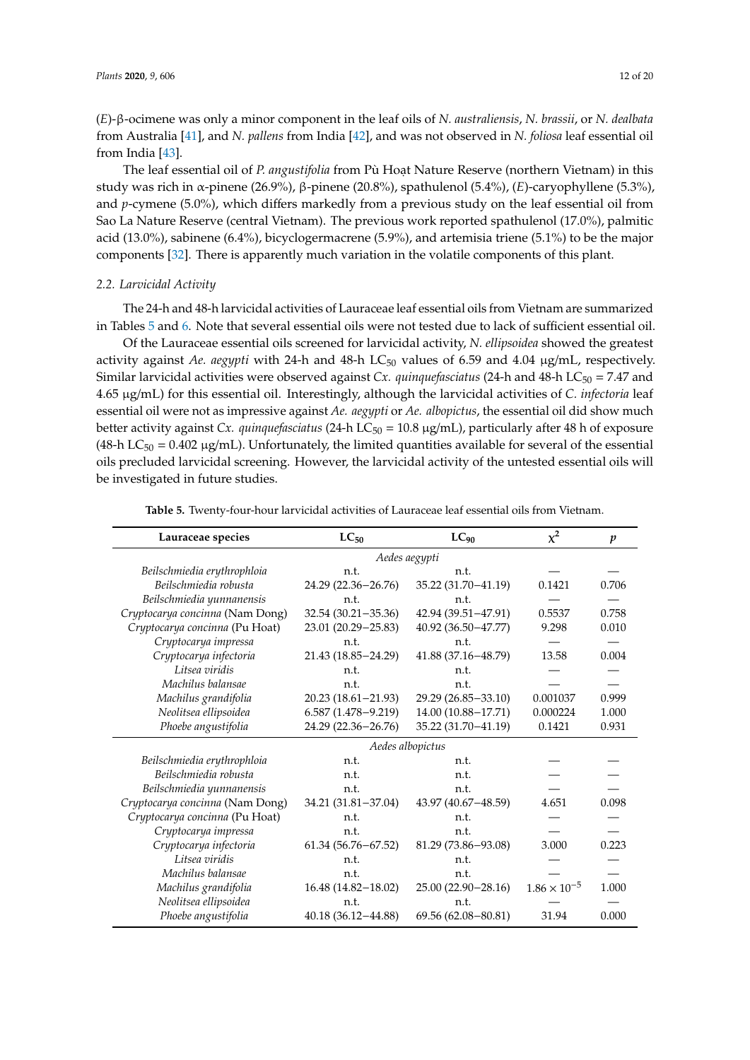(*E*)-β-ocimene was only a minor component in the leaf oils of *N. australiensis*, *N. brassii*, or *N. dealbata* from Australia [41], and *N. pallens* from India [42], and was not observed in *N. foliosa* leaf essential oil from India [43].

The leaf essential oil of *P. angustifolia* from Pù Hoạt Nature Reserve (northern Vietnam) in this study was rich in α-pinene (26.9%), β-pinene (20.8%), spathulenol (5.4%), (*E*)-caryophyllene (5.3%), and *p*-cymene (5.0%), which differs markedly from a previous study on the leaf essential oil from Sao La Nature Reserve (central Vietnam). The previous work reported spathulenol (17.0%), palmitic acid (13.0%), sabinene (6.4%), bicyclogermacrene (5.9%), and artemisia triene (5.1%) to be the major components [32]. There is apparently much variation in the volatile components of this plant.

### 2.2. Larvicidal Activity

The 24-h and 48-h larvicidal activities of Lauraceae leaf essential oils from Vietnam are summarized in Tables 5 and 6. Note that several essential oils were not tested due to lack of sufficient essential oil.

Of the Lauraceae essential oils screened for larvicidal activity, *N. ellipsoidea* showed the greatest activity against *Ae. aegypti* with 24-h and 48-h $LC_{50}$ values of 6.59 and 4.04 μg/mL, respectively. Similar larvicidal activities were observed against *Cx. quinquefasciatus* (24-h and 48-h $LC_{50}$ = 7.47 and 4.65 μg/mL) for this essential oil. Interestingly, although the larvicidal activities of *C. infectoria* leaf essential oil were not as impressive against *Ae. aegypti* or *Ae. albopictus*, the essential oil did show much better activity against *Cx. quinquefasciatus* (24-h $LC_{50}$ = 10.8 μg/mL), particularly after 48 h of exposure (48-h $LC_{50}$ = 0.402 μg/mL). Unfortunately, the limited quantities available for several of the essential oils precluded larvicidal screening. However, the larvicidal activity of the untested essential oils will be investigated in future studies.

**Table 5.** Twenty-four-hour larvicidal activities of Lauraceae leaf essential oils from Vietnam.

| Lauraceae species | $LC_{50}$ | $LC_{90}$ | $\chi^2$ | *p* |
|---|---|---|---|---|
| | *Aedes aegypti* | | | |
| *Beilschmiedia erythrophloia* | n.t. | n.t. | — | — |
| *Beilschmiedia robusta* | 24.29 (22.36−26.76) | 35.22 (31.70−41.19) | 0.1421 | 0.706 |
| *Beilschmiedia yunnanensis* | n.t. | n.t. | — | — |
| *Cryptocarya concinna* (Nam Dong) | 32.54 (30.21−35.36) | 42.94 (39.51−47.91) | 0.5537 | 0.758 |
| *Cryptocarya concinna* (Pu Hoat) | 23.01 (20.29−25.83) | 40.92 (36.50−47.77) | 9.298 | 0.010 |
| *Cryptocarya impressa* | n.t. | n.t. | — | — |
| *Cryptocarya infectoria* | 21.43 (18.85−24.29) | 41.88 (37.16−48.79) | 13.58 | 0.004 |
| *Litsea viridis* | n.t. | n.t. | — | — |
| *Machilus balansae* | n.t. | n.t. | — | — |
| *Machilus grandifolia* | 20.23 (18.61−21.93) | 29.29 (26.85−33.10) | 0.001037 | 0.999 |
| *Neolitsea ellipsoidea* | 6.587 (1.478−9.219) | 14.00 (10.88−17.71) | 0.000224 | 1.000 |
| *Phoebe angustifolia* | 24.29 (22.36−26.76) | 35.22 (31.70−41.19) | 0.1421 | 0.931 |
| | *Aedes albopictus* | | | |
| *Beilschmiedia erythrophloia* | n.t. | n.t. | — | — |
| *Beilschmiedia robusta* | n.t. | n.t. | — | — |
| *Beilschmiedia yunnanensis* | n.t. | n.t. | — | — |
| *Cryptocarya concinna* (Nam Dong) | 34.21 (31.81−37.04) | 43.97 (40.67−48.59) | 4.651 | 0.098 |
| *Cryptocarya concinna* (Pu Hoat) | n.t. | n.t. | — | — |
| *Cryptocarya impressa* | n.t. | n.t. | — | — |
| *Cryptocarya infectoria* | 61.34 (56.76−67.52) | 81.29 (73.86−93.08) | 3.000 | 0.223 |
| *Litsea viridis* | n.t. | n.t. | — | — |
| *Machilus balansae* | n.t. | n.t. | — | — |
| *Machilus grandifolia* | 16.48 (14.82−18.02) | 25.00 (22.90−28.16) | $1.86 \times 10^{-5}$ | 1.000 |
| *Neolitsea ellipsoidea* | n.t. | n.t. | — | — |
| *Phoebe angustifolia* | 40.18 (36.12−44.88) | 69.56 (62.08−80.81) | 31.94 | 0.000 |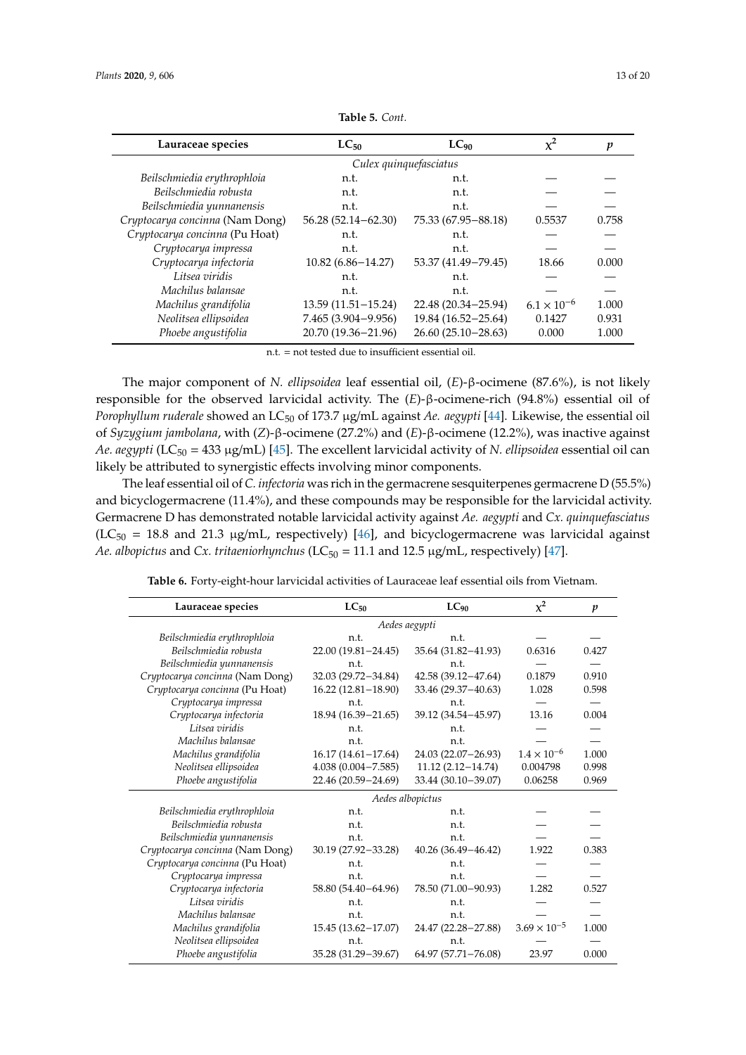**Table 5.** *Cont.*

| Lauraceae species | $LC_{50}$ | $LC_{90}$ | $\chi^2$ | *p* |
|---|---|---|---|---|
| | *Culex quinquefasciatus* | | | |
| *Beilschmiedia erythrophloia* | n.t. | n.t. | — | — |
| *Beilschmiedia robusta* | n.t. | n.t. | — | — |
| *Beilschmiedia yunnanensis* | n.t. | n.t. | — | — |
| *Cryptocarya concinna* (Nam Dong) | 56.28 (52.14–62.30) | 75.33 (67.95–88.18) | 0.5537 | 0.758 |
| *Cryptocarya concinna* (Pu Hoat) | n.t. | n.t. | — | — |
| *Cryptocarya impressa* | n.t. | n.t. | — | — |
| *Cryptocarya infectoria* | 10.82 (6.86–14.27) | 53.37 (41.49–79.45) | 18.66 | 0.000 |
| *Litsea viridis* | n.t. | n.t. | — | — |
| *Machilus balansae* | n.t. | n.t. | — | — |
| *Machilus grandifolia* | 13.59 (11.51–15.24) | 22.48 (20.34–25.94) | $6.1 \times 10^{-6}$ | 1.000 |
| *Neolitsea ellipsoidea* | 7.465 (3.904–9.956) | 19.84 (16.52–25.64) | 0.1427 | 0.931 |
| *Phoebe angustifolia* | 20.70 (19.36–21.96) | 26.60 (25.10–28.63) | 0.000 | 1.000 |

n.t. = not tested due to insufficient essential oil.

The major component of *N. ellipsoidea* leaf essential oil, (*E*)-β-ocimene (87.6%), is not likely responsible for the observed larvicidal activity. The (*E*)-β-ocimene-rich (94.8%) essential oil of *Porophyllum ruderale* showed an $LC_{50}$ of 173.7 μg/mL against *Ae. aegypti* [44]. Likewise, the essential oil of *Syzygium jambolana*, with (*Z*)-β-ocimene (27.2%) and (*E*)-β-ocimene (12.2%), was inactive against *Ae. aegypti* ($LC_{50}$ = 433 μg/mL) [45]. The excellent larvicidal activity of *N. ellipsoidea* essential oil can likely be attributed to synergistic effects involving minor components.

The leaf essential oil of *C. infectoria* was rich in the germacrene sesquiterpenes germacrene D (55.5%) and bicyclogermacrene (11.4%), and these compounds may be responsible for the larvicidal activity. Germacrene D has demonstrated notable larvicidal activity against *Ae. aegypti* and *Cx. quinquefasciatus* ($LC_{50}$ = 18.8 and 21.3 μg/mL, respectively) [46], and bicyclogermacrene was larvicidal against *Ae. albopictus* and *Cx. tritaeniorhynchus* ($LC_{50}$ = 11.1 and 12.5 μg/mL, respectively) [47].

**Table 6.** Forty-eight-hour larvicidal activities of Lauraceae leaf essential oils from Vietnam.

| Lauraceae species | $LC_{50}$ | $LC_{90}$ | $\chi^2$ | *p* |
|---|---|---|---|---|
| | *Aedes aegypti* | | | |
| *Beilschmiedia erythrophloia* | n.t. | n.t. | — | — |
| *Beilschmiedia robusta* | 22.00 (19.81–24.45) | 35.64 (31.82–41.93) | 0.6316 | 0.427 |
| *Beilschmiedia yunnanensis* | n.t. | n.t. | — | — |
| *Cryptocarya concinna* (Nam Dong) | 32.03 (29.72–34.84) | 42.58 (39.12–47.64) | 0.1879 | 0.910 |
| *Cryptocarya concinna* (Pu Hoat) | 16.22 (12.81–18.90) | 33.46 (29.37–40.63) | 1.028 | 0.598 |
| *Cryptocarya impressa* | n.t. | n.t. | — | — |
| *Cryptocarya infectoria* | 18.94 (16.39–21.65) | 39.12 (34.54–45.97) | 13.16 | 0.004 |
| *Litsea viridis* | n.t. | n.t. | — | — |
| *Machilus balansae* | n.t. | n.t. | — | — |
| *Machilus grandifolia* | 16.17 (14.61–17.64) | 24.03 (22.07–26.93) | $1.4 \times 10^{-6}$ | 1.000 |
| *Neolitsea ellipsoidea* | 4.038 (0.004–7.585) | 11.12 (2.12–14.74) | 0.004798 | 0.998 |
| *Phoebe angustifolia* | 22.46 (20.59–24.69) | 33.44 (30.10–39.07) | 0.06258 | 0.969 |
| | *Aedes albopictus* | | | |
| *Beilschmiedia erythrophloia* | n.t. | n.t. | — | — |
| *Beilschmiedia robusta* | n.t. | n.t. | — | — |
| *Beilschmiedia yunnanensis* | n.t. | n.t. | — | — |
| *Cryptocarya concinna* (Nam Dong) | 30.19 (27.92–33.28) | 40.26 (36.49–46.42) | 1.922 | 0.383 |
| *Cryptocarya concinna* (Pu Hoat) | n.t. | n.t. | — | — |
| *Cryptocarya impressa* | n.t. | n.t. | — | — |
| *Cryptocarya infectoria* | 58.80 (54.40–64.96) | 78.50 (71.00–90.93) | 1.282 | 0.527 |
| *Litsea viridis* | n.t. | n.t. | — | — |
| *Machilus balansae* | n.t. | n.t. | — | — |
| *Machilus grandifolia* | 15.45 (13.62–17.07) | 24.47 (22.28–27.88) | $3.69 \times 10^{-5}$ | 1.000 |
| *Neolitsea ellipsoidea* | n.t. | n.t. | — | — |
| *Phoebe angustifolia* | 35.28 (31.29–39.67) | 64.97 (57.71–76.08) | 23.97 | 0.000 |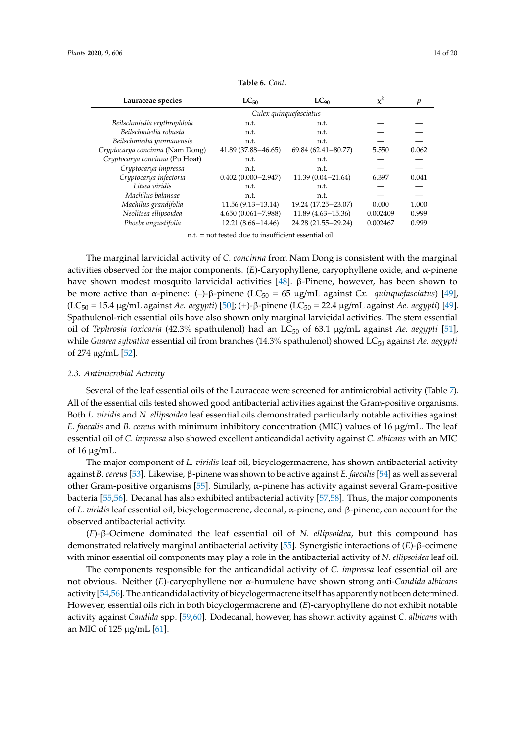**Table 6.** *Cont.*

| Lauraceae species | $LC_{50}$ | $LC_{90}$ | $\chi^2$ | *p* |
|---|---|---|---|---|
| | *Culex quinquefasciatus* | | | |
| *Beilschmiedia erythrophloia* | n.t. | n.t. | — | — |
| *Beilschmiedia robusta* | n.t. | n.t. | — | — |
| *Beilschmiedia yunnanensis* | n.t. | n.t. | — | — |
| *Cryptocarya concinna* (Nam Dong) | 41.89 (37.88–46.65) | 69.84 (62.41–80.77) | 5.550 | 0.062 |
| *Cryptocarya concinna* (Pu Hoat) | n.t. | n.t. | — | — |
| *Cryptocarya impressa* | n.t. | n.t. | — | — |
| *Cryptocarya infectoria* | 0.402 (0.000–2.947) | 11.39 (0.04–21.64) | 6.397 | 0.041 |
| *Litsea viridis* | n.t. | n.t. | — | — |
| *Machilus balansae* | n.t. | n.t. | — | — |
| *Machilus grandifolia* | 11.56 (9.13–13.14) | 19.24 (17.25–23.07) | 0.000 | 1.000 |
| *Neolitsea ellipsoidea* | 4.650 (0.061–7.988) | 11.89 (4.63–15.36) | 0.002409 | 0.999 |
| *Phoebe angustifolia* | 12.21 (8.66–14.46) | 24.28 (21.55–29.24) | 0.002467 | 0.999 |

n.t. = not tested due to insufficient essential oil.

The marginal larvicidal activity of *C. concinna* from Nam Dong is consistent with the marginal activities observed for the major components. (*E*)-Caryophyllene, caryophyllene oxide, and α-pinene have shown modest mosquito larvicidal activities [48]. β-Pinene, however, has been shown to be more active than α-pinene: (–)-β-pinene ($LC_{50}$ = 65 μg/mL against *Cx. quinquefasciatus*) [49], ($LC_{50}$ = 15.4 μg/mL against *Ae. aegypti*) [50]; (+)-β-pinene ($LC_{50}$ = 22.4 μg/mL against *Ae. aegypti*) [49]. Spathulenol-rich essential oils have also shown only marginal larvicidal activities. The stem essential oil of *Tephrosia toxicaria* (42.3% spathulenol) had an $LC_{50}$ of 63.1 μg/mL against *Ae. aegypti* [51], while *Guarea sylvatica* essential oil from branches (14.3% spathulenol) showed $LC_{50}$ against *Ae. aegypti* of 274 μg/mL [52].

### 2.3. Antimicrobial Activity

Several of the leaf essential oils of the Lauraceae were screened for antimicrobial activity (Table 7). All of the essential oils tested showed good antibacterial activities against the Gram-positive organisms. Both *L. viridis* and *N. ellipsoidea* leaf essential oils demonstrated particularly notable activities against *E. faecalis* and *B. cereus* with minimum inhibitory concentration (MIC) values of 16 μg/mL. The leaf essential oil of *C. impressa* also showed excellent anticandidal activity against *C. albicans* with an MIC of 16 μg/mL.

The major component of *L. viridis* leaf oil, bicyclogermacrene, has shown antibacterial activity against *B. cereus* [53]. Likewise, β-pinene was shown to be active against *E. faecalis* [54] as well as several other Gram-positive organisms [55]. Similarly, α-pinene has activity against several Gram-positive bacteria [55,56]. Decanal has also exhibited antibacterial activity [57,58]. Thus, the major components of *L. viridis* leaf essential oil, bicyclogermacrene, decanal, α-pinene, and β-pinene, can account for the observed antibacterial activity.

(*E*)-β-Ocimene dominated the leaf essential oil of *N. ellipsoidea*, but this compound has demonstrated relatively marginal antibacterial activity [55]. Synergistic interactions of (*E*)-β-ocimene with minor essential oil components may play a role in the antibacterial activity of *N. ellipsoidea* leaf oil.

The components responsible for the anticandidal activity of *C. impressa* leaf essential oil are not obvious. Neither (*E*)-caryophyllene nor α-humulene have shown strong anti-*Candida albicans* activity [54,56]. The anticandidal activity of bicyclogermacrene itself has apparently not been determined. However, essential oils rich in both bicyclogermacrene and (*E*)-caryophyllene do not exhibit notable activity against *Candida* spp. [59,60]. Dodecanal, however, has shown activity against *C. albicans* with an MIC of 125 μg/mL [61].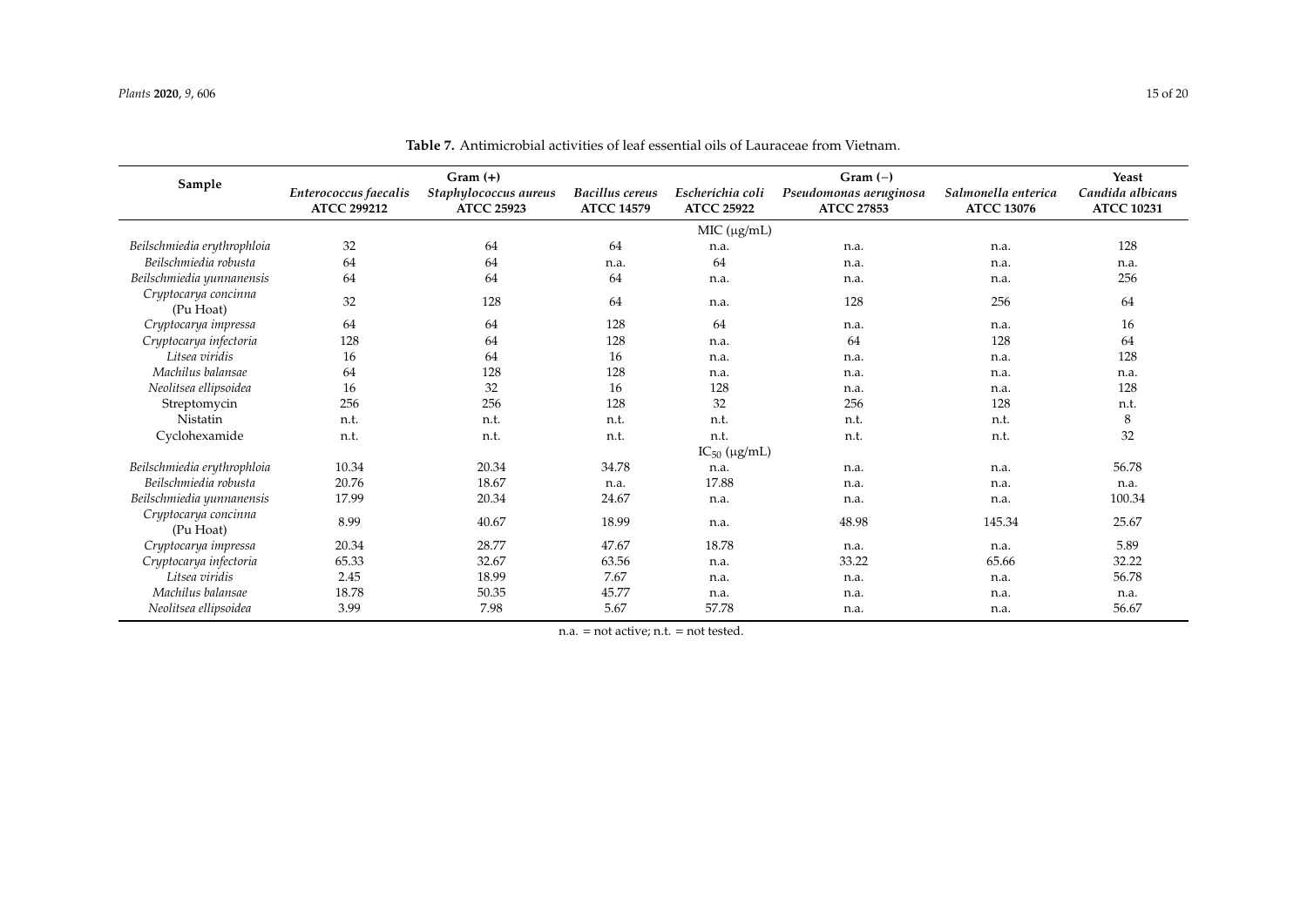**Table 7.** Antimicrobial activities of leaf essential oils of Lauraceae from Vietnam.

| Sample | Gram (+) | | | | Gram (−) | | Yeast |
|---|---|---|---|---|---|---|---|
| | *Enterococcus faecalis* ATCC 299212 | *Staphylococcus aureus* ATCC 25923 | *Bacillus cereus* ATCC 14579 | *Escherichia coli* ATCC 25922 | *Pseudomonas aeruginosa* ATCC 27853 | *Salmonella enterica* ATCC 13076 | *Candida albicans* ATCC 10231 |
| | | | | MIC (μg/mL) | | | |
| *Beilschmiedia erythrophloia* | 32 | 64 | 64 | n.a. | n.a. | n.a. | 128 |
| *Beilschmiedia robusta* | 64 | 64 | n.a. | 64 | n.a. | n.a. | n.a. |
| *Beilschmiedia yunnanensis* | 64 | 64 | 64 | n.a. | n.a. | n.a. | 256 |
| *Cryptocarya concinna* (Pu Hoat) | 32 | 128 | 64 | n.a. | 128 | 256 | 64 |
| *Cryptocarya impressa* | 64 | 64 | 128 | 64 | n.a. | n.a. | 16 |
| *Cryptocarya infectoria* | 128 | 64 | 128 | n.a. | 64 | 128 | 64 |
| *Litsea viridis* | 16 | 64 | 16 | n.a. | n.a. | n.a. | 128 |
| *Machilus balansae* | 64 | 128 | 128 | n.a. | n.a. | n.a. | n.a. |
| *Neolitsea ellipsoidea* | 16 | 32 | 16 | 128 | n.a. | n.a. | 128 |
| Streptomycin | 256 | 256 | 128 | 32 | 256 | 128 | n.t. |
| Nistatin | n.t. | n.t. | n.t. | n.t. | n.t. | n.t. | 8 |
| Cyclohexamide | n.t. | n.t. | n.t. | n.t. | n.t. | n.t. | 32 |
| | | | | $IC_{50}$ (μg/mL) | | | |
| *Beilschmiedia erythrophloia* | 10.34 | 20.34 | 34.78 | n.a. | n.a. | n.a. | 56.78 |
| *Beilschmiedia robusta* | 20.76 | 18.67 | n.a. | 17.88 | n.a. | n.a. | n.a. |
| *Beilschmiedia yunnanensis* | 17.99 | 20.34 | 24.67 | n.a. | n.a. | n.a. | 100.34 |
| *Cryptocarya concinna* (Pu Hoat) | 8.99 | 40.67 | 18.99 | n.a. | 48.98 | 145.34 | 25.67 |
| *Cryptocarya impressa* | 20.34 | 28.77 | 47.67 | 18.78 | n.a. | n.a. | 5.89 |
| *Cryptocarya infectoria* | 65.33 | 32.67 | 63.56 | n.a. | 33.22 | 65.66 | 32.22 |
| *Litsea viridis* | 2.45 | 18.99 | 7.67 | n.a. | n.a. | n.a. | 56.78 |
| *Machilus balansae* | 18.78 | 50.35 | 45.77 | n.a. | n.a. | n.a. | n.a. |
| *Neolitsea ellipsoidea* | 3.99 | 7.98 | 5.67 | 57.78 | n.a. | n.a. | 56.67 |

n.a. = not active; n.t. = not tested.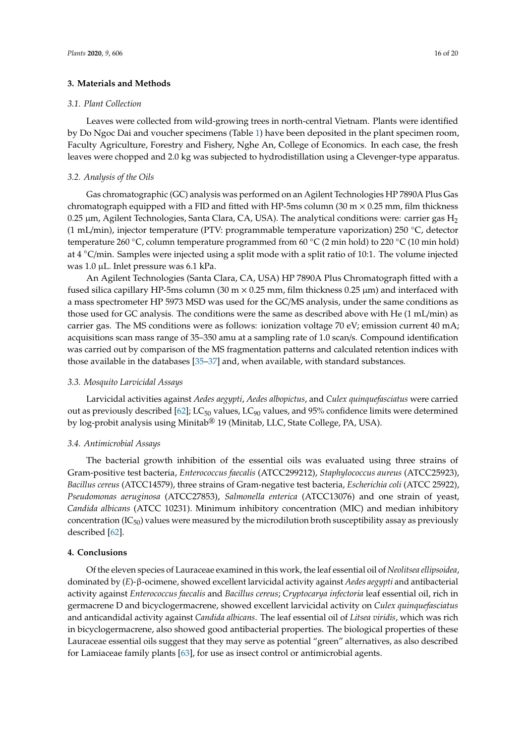## 3. Materials and Methods

### 3.1. Plant Collection

Leaves were collected from wild-growing trees in north-central Vietnam. Plants were identified by Do Ngoc Dai and voucher specimens (Table 1) have been deposited in the plant specimen room, Faculty Agriculture, Forestry and Fishery, Nghe An, College of Economics. In each case, the fresh leaves were chopped and 2.0 kg was subjected to hydrodistillation using a Clevenger-type apparatus.

### 3.2. Analysis of the Oils

Gas chromatographic (GC) analysis was performed on an Agilent Technologies HP 7890A Plus Gas chromatograph equipped with a FID and fitted with HP-5ms column (30 m × 0.25 mm, film thickness 0.25 µm, Agilent Technologies, Santa Clara, CA, USA). The analytical conditions were: carrier gas $H_2$ (1 mL/min), injector temperature (PTV: programmable temperature vaporization) 250 °C, detector temperature 260 °C, column temperature programmed from 60 °C (2 min hold) to 220 °C (10 min hold) at 4 °C/min. Samples were injected using a split mode with a split ratio of 10:1. The volume injected was 1.0 µL. Inlet pressure was 6.1 kPa.

An Agilent Technologies (Santa Clara, CA, USA) HP 7890A Plus Chromatograph fitted with a fused silica capillary HP-5ms column (30 m × 0.25 mm, film thickness 0.25 µm) and interfaced with a mass spectrometer HP 5973 MSD was used for the GC/MS analysis, under the same conditions as those used for GC analysis. The conditions were the same as described above with He (1 mL/min) as carrier gas. The MS conditions were as follows: ionization voltage 70 eV; emission current 40 mA; acquisitions scan mass range of 35–350 amu at a sampling rate of 1.0 scan/s. Compound identification was carried out by comparison of the MS fragmentation patterns and calculated retention indices with those available in the databases [35–37] and, when available, with standard substances.

### 3.3. Mosquito Larvicidal Assays

Larvicidal activities against *Aedes aegypti*, *Aedes albopictus*, and *Culex quinquefasciatus* were carried out as previously described [62]; $LC_{50}$ values, $LC_{90}$ values, and 95% confidence limits were determined by log-probit analysis using Minitab® 19 (Minitab, LLC, State College, PA, USA).

### 3.4. Antimicrobial Assays

The bacterial growth inhibition of the essential oils was evaluated using three strains of Gram-positive test bacteria, *Enterococcus faecalis* (ATCC299212), *Staphylococcus aureus* (ATCC25923), *Bacillus cereus* (ATCC14579), three strains of Gram-negative test bacteria, *Escherichia coli* (ATCC 25922), *Pseudomonas aeruginosa* (ATCC27853), *Salmonella enterica* (ATCC13076) and one strain of yeast, *Candida albicans* (ATCC 10231). Minimum inhibitory concentration (MIC) and median inhibitory concentration ($IC_{50}$) values were measured by the microdilution broth susceptibility assay as previously described [62].

## 4. Conclusions

Of the eleven species of Lauraceae examined in this work, the leaf essential oil of *Neolitsea ellipsoidea*, dominated by (*E*)-β-ocimene, showed excellent larvicidal activity against *Aedes aegypti* and antibacterial activity against *Enterococcus faecalis* and *Bacillus cereus*; *Cryptocarya infectoria* leaf essential oil, rich in germacrene D and bicyclogermacrene, showed excellent larvicidal activity on *Culex quinquefasciatus* and anticandidal activity against *Candida albicans*. The leaf essential oil of *Litsea viridis*, which was rich in bicyclogermacrene, also showed good antibacterial properties. The biological properties of these Lauraceae essential oils suggest that they may serve as potential "green" alternatives, as also described for Lamiaceae family plants [63], for use as insect control or antimicrobial agents.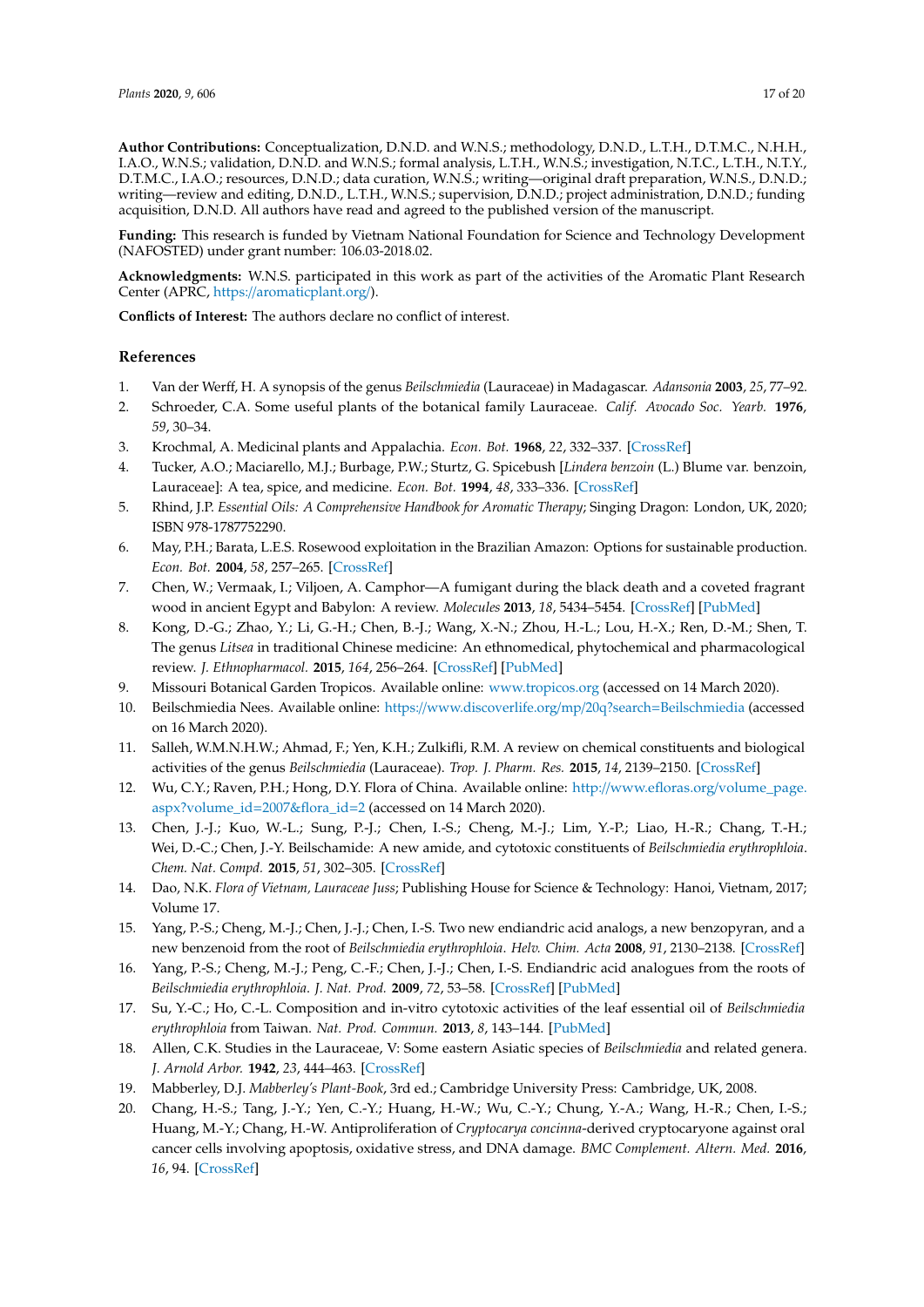**Author Contributions:** Conceptualization, D.N.D. and W.N.S.; methodology, D.N.D., L.T.H., D.T.M.C., N.H.H., I.A.O., W.N.S.; validation, D.N.D. and W.N.S.; formal analysis, L.T.H., W.N.S.; investigation, N.T.C., L.T.H., N.T.Y., D.T.M.C., I.A.O.; resources, D.N.D.; data curation, W.N.S.; writing—original draft preparation, W.N.S., D.N.D.; writing—review and editing, D.N.D., L.T.H., W.N.S.; supervision, D.N.D.; project administration, D.N.D.; funding acquisition, D.N.D. All authors have read and agreed to the published version of the manuscript.

**Funding:** This research is funded by Vietnam National Foundation for Science and Technology Development (NAFOSTED) under grant number: 106.03-2018.02.

**Acknowledgments:** W.N.S. participated in this work as part of the activities of the Aromatic Plant Research Center (APRC, https://aromaticplant.org/).

**Conflicts of Interest:** The authors declare no conflict of interest.

## References

1. Van der Werff, H. A synopsis of the genus *Beilschmiedia* (Lauraceae) in Madagascar. *Adansonia* **2003**, *25*, 77–92.
2. Schroeder, C.A. Some useful plants of the botanical family Lauraceae. *Calif. Avocado Soc. Yearb.* **1976**, *59*, 30–34.
3. Krochmal, A. Medicinal plants and Appalachia. *Econ. Bot.* **1968**, *22*, 332–337. [CrossRef]
4. Tucker, A.O.; Maciarello, M.J.; Burbage, P.W.; Sturtz, G. Spicebush [*Lindera benzoin* (L.) Blume var. benzoin, Lauraceae]: A tea, spice, and medicine. *Econ. Bot.* **1994**, *48*, 333–336. [CrossRef]
5. Rhind, J.P. *Essential Oils: A Comprehensive Handbook for Aromatic Therapy*; Singing Dragon: London, UK, 2020; ISBN 978-1787752290.
6. May, P.H.; Barata, L.E.S. Rosewood exploitation in the Brazilian Amazon: Options for sustainable production. *Econ. Bot.* **2004**, *58*, 257–265. [CrossRef]
7. Chen, W.; Vermaak, I.; Viljoen, A. Camphor—A fumigant during the black death and a coveted fragrant wood in ancient Egypt and Babylon: A review. *Molecules* **2013**, *18*, 5434–5454. [CrossRef] [PubMed]
8. Kong, D.-G.; Zhao, Y.; Li, G.-H.; Chen, B.-J.; Wang, X.-N.; Zhou, H.-L.; Lou, H.-X.; Ren, D.-M.; Shen, T. The genus *Litsea* in traditional Chinese medicine: An ethnomedical, phytochemical and pharmacological review. *J. Ethnopharmacol.* **2015**, *164*, 256–264. [CrossRef] [PubMed]
9. Missouri Botanical Garden Tropicos. Available online: www.tropicos.org (accessed on 14 March 2020).
10. Beilschmiedia Nees. Available online: https://www.discoverlife.org/mp/20q?search=Beilschmiedia (accessed on 16 March 2020).
11. Salleh, W.M.N.H.W.; Ahmad, F.; Yen, K.H.; Zulkifli, R.M. A review on chemical constituents and biological activities of the genus *Beilschmiedia* (Lauraceae). *Trop. J. Pharm. Res.* **2015**, *14*, 2139–2150. [CrossRef]
12. Wu, C.Y.; Raven, P.H.; Hong, D.Y. Flora of China. Available online: http://www.efloras.org/volume_page.aspx?volume_id=2007&flora_id=2 (accessed on 14 March 2020).
13. Chen, J.-J.; Kuo, W.-L.; Sung, P.-J.; Chen, I.-S.; Cheng, M.-J.; Lim, Y.-P.; Liao, H.-R.; Chang, T.-H.; Wei, D.-C.; Chen, J.-Y. Beilschamide: A new amide, and cytotoxic constituents of *Beilschmiedia erythrophloia*. *Chem. Nat. Compd.* **2015**, *51*, 302–305. [CrossRef]
14. Dao, N.K. *Flora of Vietnam, Lauraceae Juss*; Publishing House for Science & Technology: Hanoi, Vietnam, 2017; Volume 17.
15. Yang, P.-S.; Cheng, M.-J.; Chen, J.-J.; Chen, I.-S. Two new endiandric acid analogs, a new benzopyran, and a new benzenoid from the root of *Beilschmiedia erythrophloia*. *Helv. Chim. Acta* **2008**, *91*, 2130–2138. [CrossRef]
16. Yang, P.-S.; Cheng, M.-J.; Peng, C.-F.; Chen, J.-J.; Chen, I.-S. Endiandric acid analogues from the roots of *Beilschmiedia erythrophloia*. *J. Nat. Prod.* **2009**, *72*, 53–58. [CrossRef] [PubMed]
17. Su, Y.-C.; Ho, C.-L. Composition and in-vitro cytotoxic activities of the leaf essential oil of *Beilschmiedia erythrophloia* from Taiwan. *Nat. Prod. Commun.* **2013**, *8*, 143–144. [PubMed]
18. Allen, C.K. Studies in the Lauraceae, V: Some eastern Asiatic species of *Beilschmiedia* and related genera. *J. Arnold Arbor.* **1942**, *23*, 444–463. [CrossRef]
19. Mabberley, D.J. *Mabberley's Plant-Book*, 3rd ed.; Cambridge University Press: Cambridge, UK, 2008.
20. Chang, H.-S.; Tang, J.-Y.; Yen, C.-Y.; Huang, H.-W.; Wu, C.-Y.; Chung, Y.-A.; Wang, H.-R.; Chen, I.-S.; Huang, M.-Y.; Chang, H.-W. Antiproliferation of *Cryptocarya concinna*-derived cryptocaryone against oral cancer cells involving apoptosis, oxidative stress, and DNA damage. *BMC Complement. Altern. Med.* **2016**, *16*, 94. [CrossRef]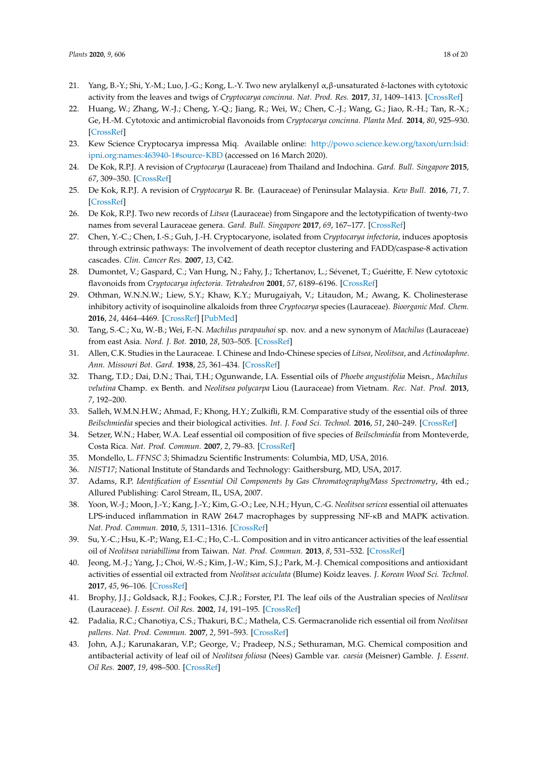21. Yang, B.-Y.; Shi, Y.-M.; Luo, J.-G.; Kong, L.-Y. Two new arylalkenyl α,β-unsaturated δ-lactones with cytotoxic activity from the leaves and twigs of *Cryptocarya concinna*. *Nat. Prod. Res.* **2017**, *31*, 1409–1413. [CrossRef]
22. Huang, W.; Zhang, W.-J.; Cheng, Y.-Q.; Jiang, R.; Wei, W.; Chen, C.-J.; Wang, G.; Jiao, R.-H.; Tan, R.-X.; Ge, H.-M. Cytotoxic and antimicrobial flavonoids from *Cryptocarya concinna*. *Planta Med.* **2014**, *80*, 925–930. [CrossRef]
23. Kew Science Cryptocarya impressa Miq. Available online: http://powo.science.kew.org/taxon/urn:lsid:ipni.org:names:463940-1#source-KBD (accessed on 16 March 2020).
24. De Kok, R.P.J. A revision of *Cryptocarya* (Lauraceae) from Thailand and Indochina. *Gard. Bull. Singapore* **2015**, *67*, 309–350. [CrossRef]
25. De Kok, R.P.J. A revision of *Cryptocarya* R. Br. (Lauraceae) of Peninsular Malaysia. *Kew Bull.* **2016**, *71*, 7. [CrossRef]
26. De Kok, R.P.J. Two new records of *Litsea* (Lauraceae) from Singapore and the lectotypification of twenty-two names from several Lauraceae genera. *Gard. Bull. Singapore* **2017**, *69*, 167–177. [CrossRef]
27. Chen, Y.-C.; Chen, I.-S.; Guh, J.-H. Cryptocaryone, isolated from *Cryptocarya infectoria*, induces apoptosis through extrinsic pathways: The involvement of death receptor clustering and FADD/caspase-8 activation cascades. *Clin. Cancer Res.* **2007**, *13*, C42.
28. Dumontet, V.; Gaspard, C.; Van Hung, N.; Fahy, J.; Tchertanov, L.; Sévenet, T.; Guéritte, F. New cytotoxic flavonoids from *Cryptocarya infectoria*. *Tetrahedron* **2001**, *57*, 6189–6196. [CrossRef]
29. Othman, W.N.N.W.; Liew, S.Y.; Khaw, K.Y.; Murugaiyah, V.; Litaudon, M.; Awang, K. Cholinesterase inhibitory activity of isoquinoline alkaloids from three *Cryptocarya* species (Lauraceae). *Bioorganic Med. Chem.* **2016**, *24*, 4464–4469. [CrossRef] [PubMed]
30. Tang, S.-C.; Xu, W.-B.; Wei, F.-N. *Machilus parapauhoi* sp. nov. and a new synonym of *Machilus* (Lauraceae) from east Asia. *Nord. J. Bot.* **2010**, *28*, 503–505. [CrossRef]
31. Allen, C.K. Studies in the Lauraceae. I. Chinese and Indo-Chinese species of *Litsea*, *Neolitsea*, and *Actinodaphne*. *Ann. Missouri Bot. Gard.* **1938**, *25*, 361–434. [CrossRef]
32. Thang, T.D.; Dai, D.N.; Thai, T.H.; Ogunwande, I.A. Essential oils of *Phoebe angustifolia* Meisn., *Machilus velutina* Champ. ex Benth. and *Neolitsea polycarpa* Liou (Lauraceae) from Vietnam. *Rec. Nat. Prod.* **2013**, *7*, 192–200.
33. Salleh, W.M.N.H.W.; Ahmad, F.; Khong, H.Y.; Zulkifli, R.M. Comparative study of the essential oils of three *Beilschmiedia* species and their biological activities. *Int. J. Food Sci. Technol.* **2016**, *51*, 240–249. [CrossRef]
34. Setzer, W.N.; Haber, W.A. Leaf essential oil composition of five species of *Beilschmiedia* from Monteverde, Costa Rica. *Nat. Prod. Commun.* **2007**, *2*, 79–83. [CrossRef]
35. Mondello, L. *FFNSC 3*; Shimadzu Scientific Instruments: Columbia, MD, USA, 2016.
36. *NIST17*; National Institute of Standards and Technology: Gaithersburg, MD, USA, 2017.
37. Adams, R.P. *Identification of Essential Oil Components by Gas Chromatography/Mass Spectrometry*, 4th ed.; Allured Publishing: Carol Stream, IL, USA, 2007.
38. Yoon, W.-J.; Moon, J.-Y.; Kang, J.-Y.; Kim, G.-O.; Lee, N.H.; Hyun, C.-G. *Neolitsea sericea* essential oil attenuates LPS-induced inflammation in RAW 264.7 macrophages by suppressing NF-κB and MAPK activation. *Nat. Prod. Commun.* **2010**, *5*, 1311–1316. [CrossRef]
39. Su, Y.-C.; Hsu, K.-P.; Wang, E.I.-C.; Ho, C.-L. Composition and in vitro anticancer activities of the leaf essential oil of *Neolitsea variabillima* from Taiwan. *Nat. Prod. Commun.* **2013**, *8*, 531–532. [CrossRef]
40. Jeong, M.-J.; Yang, J.; Choi, W.-S.; Kim, J.-W.; Kim, S.J.; Park, M.-J. Chemical compositions and antioxidant activities of essential oil extracted from *Neolitsea aciculata* (Blume) Koidz leaves. *J. Korean Wood Sci. Technol.* **2017**, *45*, 96–106. [CrossRef]
41. Brophy, J.J.; Goldsack, R.J.; Fookes, C.J.R.; Forster, P.I. The leaf oils of the Australian species of *Neolitsea* (Lauraceae). *J. Essent. Oil Res.* **2002**, *14*, 191–195. [CrossRef]
42. Padalia, R.C.; Chanotiya, C.S.; Thakuri, B.C.; Mathela, C.S. Germacranolide rich essential oil from *Neolitsea pallens*. *Nat. Prod. Commun.* **2007**, *2*, 591–593. [CrossRef]
43. John, A.J.; Karunakaran, V.P.; George, V.; Pradeep, N.S.; Sethuraman, M.G. Chemical composition and antibacterial activity of leaf oil of *Neolitsea foliosa* (Nees) Gamble var. *caesia* (Meisner) Gamble. *J. Essent. Oil Res.* **2007**, *19*, 498–500. [CrossRef]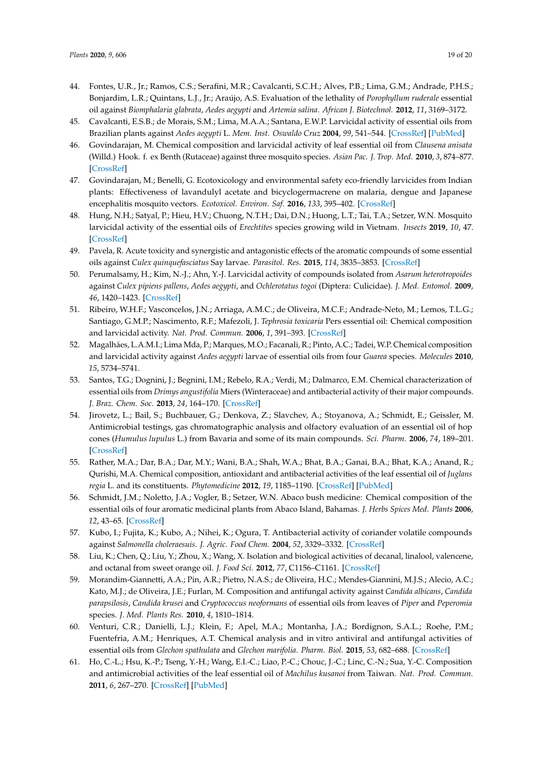44. Fontes, U.R., Jr.; Ramos, C.S.; Serafini, M.R.; Cavalcanti, S.C.H.; Alves, P.B.; Lima, G.M.; Andrade, P.H.S.; Bonjardim, L.R.; Quintans, L.J., Jr.; Araújo, A.S. Evaluation of the lethality of *Porophyllum ruderale* essential oil against *Biomphalaria glabrata*, *Aedes aegypti* and *Artemia salina*. *African J. Biotechnol.* **2012**, *11*, 3169–3172.
45. Cavalcanti, E.S.B.; de Morais, S.M.; Lima, M.A.A.; Santana, E.W.P. Larvicidal activity of essential oils from Brazilian plants against *Aedes aegypti* L. *Mem. Inst. Oswaldo Cruz* **2004**, *99*, 541–544. [CrossRef] [PubMed]
46. Govindarajan, M. Chemical composition and larvicidal activity of leaf essential oil from *Clausena anisata* (Willd.) Hook. f. ex Benth (Rutaceae) against three mosquito species. *Asian Pac. J. Trop. Med.* **2010**, *3*, 874–877. [CrossRef]
47. Govindarajan, M.; Benelli, G. Ecotoxicology and environmental safety eco-friendly larvicides from Indian plants: Effectiveness of lavandulyl acetate and bicyclogermacrene on malaria, dengue and Japanese encephalitis mosquito vectors. *Ecotoxicol. Environ. Saf.* **2016**, *133*, 395–402. [CrossRef]
48. Hung, N.H.; Satyal, P.; Hieu, H.V.; Chuong, N.T.H.; Dai, D.N.; Huong, L.T.; Tai, T.A.; Setzer, W.N. Mosquito larvicidal activity of the essential oils of *Erechtites* species growing wild in Vietnam. *Insects* **2019**, *10*, 47. [CrossRef]
49. Pavela, R. Acute toxicity and synergistic and antagonistic effects of the aromatic compounds of some essential oils against *Culex quinquefasciatus* Say larvae. *Parasitol. Res.* **2015**, *114*, 3835–3853. [CrossRef]
50. Perumalsamy, H.; Kim, N.-J.; Ahn, Y.-J. Larvicidal activity of compounds isolated from *Asarum heterotropoides* against *Culex pipiens pallens*, *Aedes aegypti*, and *Ochlerotatus togoi* (Diptera: Culicidae). *J. Med. Entomol.* **2009**, *46*, 1420–1423. [CrossRef]
51. Ribeiro, W.H.F.; Vasconcelos, J.N.; Arriaga, A.M.C.; de Oliveira, M.C.F.; Andrade-Neto, M.; Lemos, T.L.G.; Santiago, G.M.P.; Nascimento, R.F.; Mafezoli, J. *Tephrosia toxicaria* Pers essential oil: Chemical composition and larvicidal activity. *Nat. Prod. Commun.* **2006**, *1*, 391–393. [CrossRef]
52. Magalhães, L.A.M.I.; Lima Mda, P.; Marques, M.O.; Facanali, R.; Pinto, A.C.; Tadei, W.P. Chemical composition and larvicidal activity against *Aedes aegypti* larvae of essential oils from four *Guarea* species. *Molecules* **2010**, *15*, 5734–5741.
53. Santos, T.G.; Dognini, J.; Begnini, I.M.; Rebelo, R.A.; Verdi, M.; Dalmarco, E.M. Chemical characterization of essential oils from *Drimys angustifolia* Miers (Winteraceae) and antibacterial activity of their major compounds. *J. Braz. Chem. Soc.* **2013**, *24*, 164–170. [CrossRef]
54. Jirovetz, L.; Bail, S.; Buchbauer, G.; Denkova, Z.; Slavchev, A.; Stoyanova, A.; Schmidt, E.; Geissler, M. Antimicrobial testings, gas chromatographic analysis and olfactory evaluation of an essential oil of hop cones (*Humulus lupulus* L.) from Bavaria and some of its main compounds. *Sci. Pharm.* **2006**, *74*, 189–201. [CrossRef]
55. Rather, M.A.; Dar, B.A.; Dar, M.Y.; Wani, B.A.; Shah, W.A.; Bhat, B.A.; Ganai, B.A.; Bhat, K.A.; Anand, R.; Qurishi, M.A. Chemical composition, antioxidant and antibacterial activities of the leaf essential oil of *Juglans regia* L. and its constituents. *Phytomedicine* **2012**, *19*, 1185–1190. [CrossRef] [PubMed]
56. Schmidt, J.M.; Noletto, J.A.; Vogler, B.; Setzer, W.N. Abaco bush medicine: Chemical composition of the essential oils of four aromatic medicinal plants from Abaco Island, Bahamas. *J. Herbs Spices Med. Plants* **2006**, *12*, 43–65. [CrossRef]
57. Kubo, I.; Fujita, K.; Kubo, A.; Nihei, K.; Ogura, T. Antibacterial activity of coriander volatile compounds against *Salmonella choleraesuis*. *J. Agric. Food Chem.* **2004**, *52*, 3329–3332. [CrossRef]
58. Liu, K.; Chen, Q.; Liu, Y.; Zhou, X.; Wang, X. Isolation and biological activities of decanal, linalool, valencene, and octanal from sweet orange oil. *J. Food Sci.* **2012**, *77*, C1156–C1161. [CrossRef]
59. Morandim-Giannetti, A.A.; Pin, A.R.; Pietro, N.A.S.; de Oliveira, H.C.; Mendes-Giannini, M.J.S.; Alecio, A.C.; Kato, M.J.; de Oliveira, J.E.; Furlan, M. Composition and antifungal activity against *Candida albicans*, *Candida parapsilosis*, *Candida krusei* and *Cryptococcus neoformans* of essential oils from leaves of *Piper* and *Peperomia* species. *J. Med. Plants Res.* **2010**, *4*, 1810–1814.
60. Venturi, C.R.; Danielli, L.J.; Klein, F.; Apel, M.A.; Montanha, J.A.; Bordignon, S.A.L.; Roehe, P.M.; Fuentefria, A.M.; Henriques, A.T. Chemical analysis and in vitro antiviral and antifungal activities of essential oils from *Glechon spathulata* and *Glechon marifolia*. *Pharm. Biol.* **2015**, *53*, 682–688. [CrossRef]
61. Ho, C.-L.; Hsu, K.-P.; Tseng, Y.-H.; Wang, E.I.-C.; Liao, P.-C.; Chouc, J.-C.; Linc, C.-N.; Sua, Y.-C. Composition and antimicrobial activities of the leaf essential oil of *Machilus kusanoi* from Taiwan. *Nat. Prod. Commun.* **2011**, *6*, 267–270. [CrossRef] [PubMed]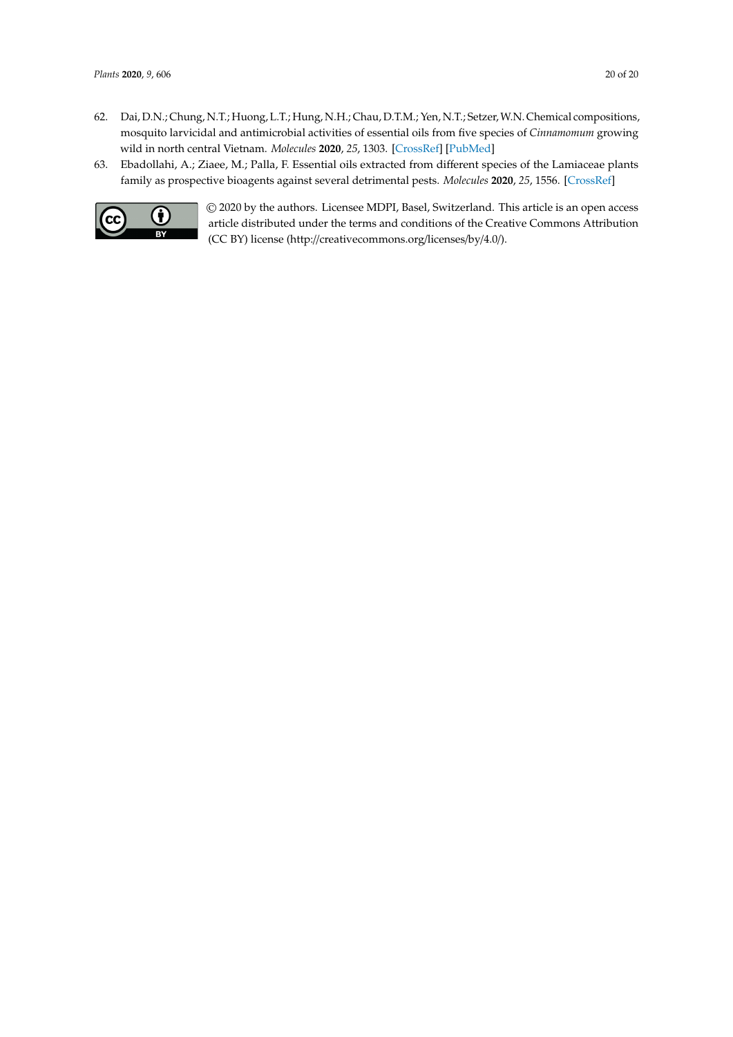62. Dai, D.N.; Chung, N.T.; Huong, L.T.; Hung, N.H.; Chau, D.T.M.; Yen, N.T.; Setzer, W.N. Chemical compositions, mosquito larvicidal and antimicrobial activities of essential oils from five species of *Cinnamomum* growing wild in north central Vietnam. *Molecules* **2020**, *25*, 1303. [CrossRef] [PubMed]
63. Ebadollahi, A.; Ziaee, M.; Palla, F. Essential oils extracted from different species of the Lamiaceae plants family as prospective bioagents against several detrimental pests. *Molecules* **2020**, *25*, 1556. [CrossRef]

© 2020 by the authors. Licensee MDPI, Basel, Switzerland. This article is an open access article distributed under the terms and conditions of the Creative Commons Attribution (CC BY) license (http://creativecommons.org/licenses/by/4.0/).